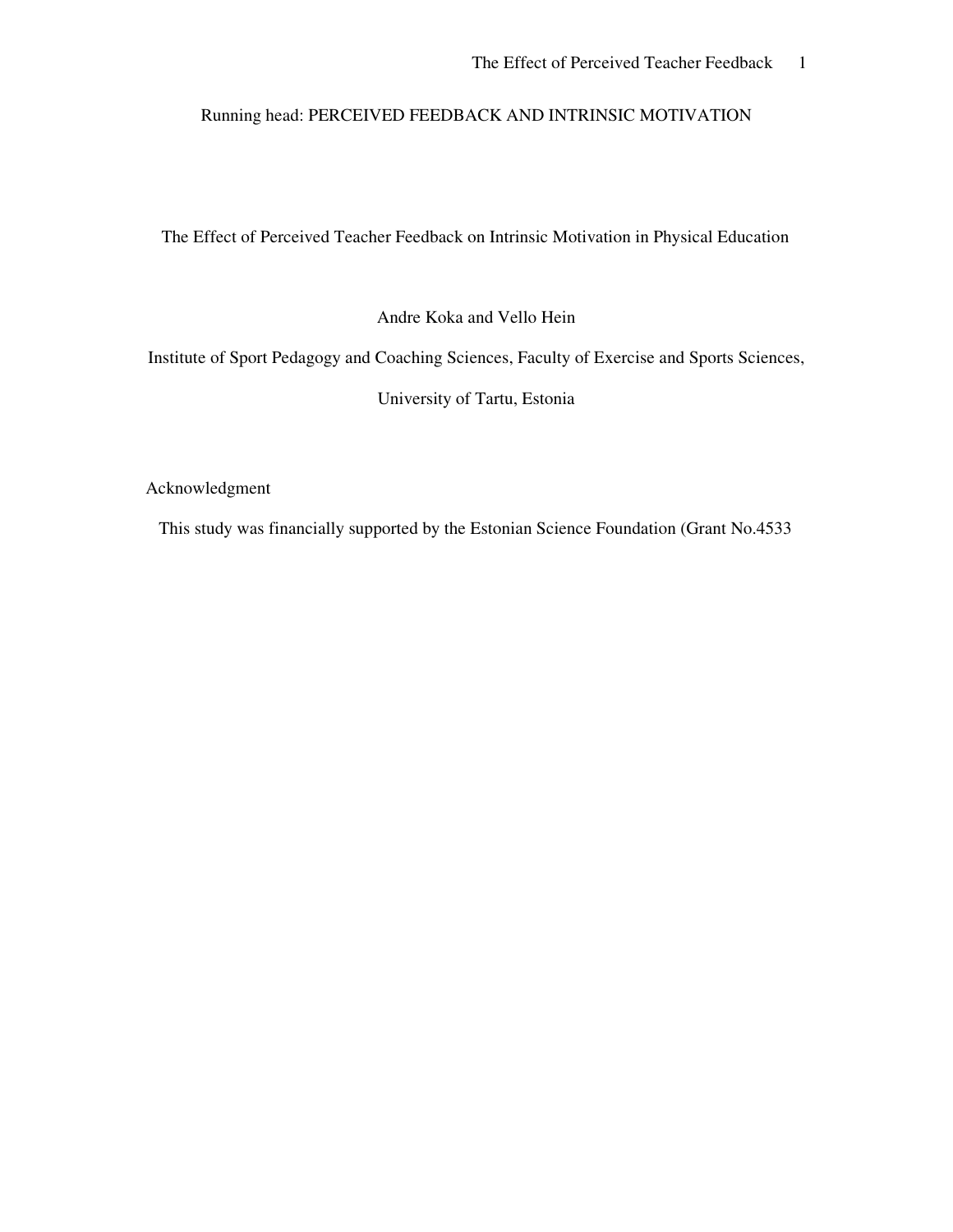Running head: PERCEIVED FEEDBACK AND INTRINSIC MOTIVATION

# The Effect of Perceived Teacher Feedback on Intrinsic Motivation in Physical Education

Andre Koka and Vello Hein

Institute of Sport Pedagogy and Coaching Sciences, Faculty of Exercise and Sports Sciences,

University of Tartu, Estonia

Acknowledgment

This study was financially supported by the Estonian Science Foundation (Grant No.4533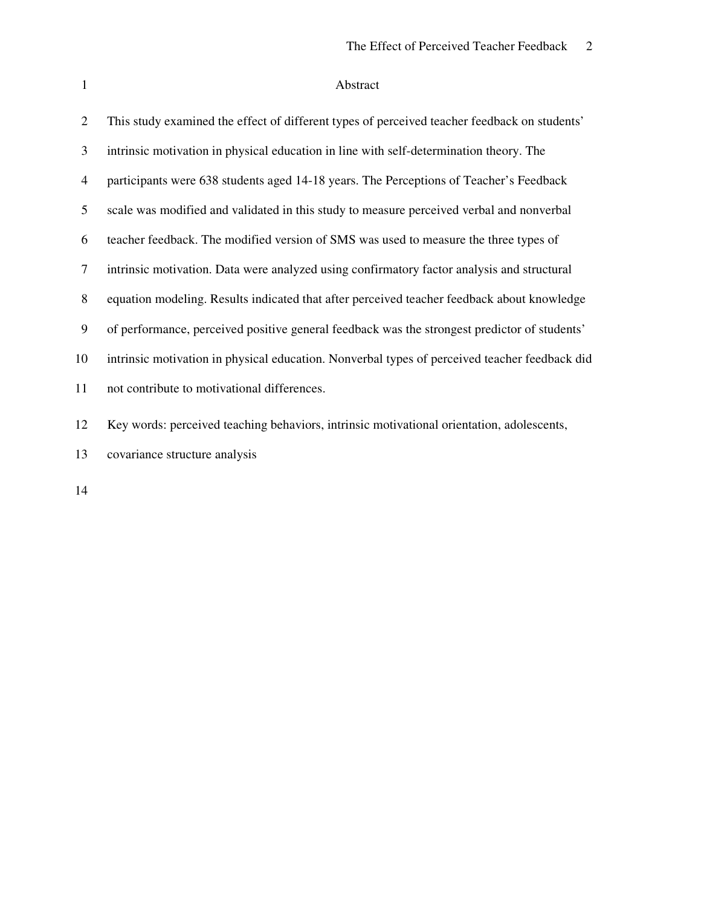# Abstract

This study examined the effect of different types of perceived teacher feedback on students' intrinsic motivation in physical education in line with self-determination theory. The participants were 638 students aged 14-18 years. The Perceptions of Teacher's Feedback scale was modified and validated in this study to measure perceived verbal and nonverbal teacher feedback. The modified version of SMS was used to measure the three types of intrinsic motivation. Data were analyzed using confirmatory factor analysis and structural equation modeling. Results indicated that after perceived teacher feedback about knowledge of performance, perceived positive general feedback was the strongest predictor of students' intrinsic motivation in physical education. Nonverbal types of perceived teacher feedback did not contribute to motivational differences.

Key words: perceived teaching behaviors, intrinsic motivational orientation, adolescents, covariance structure analysis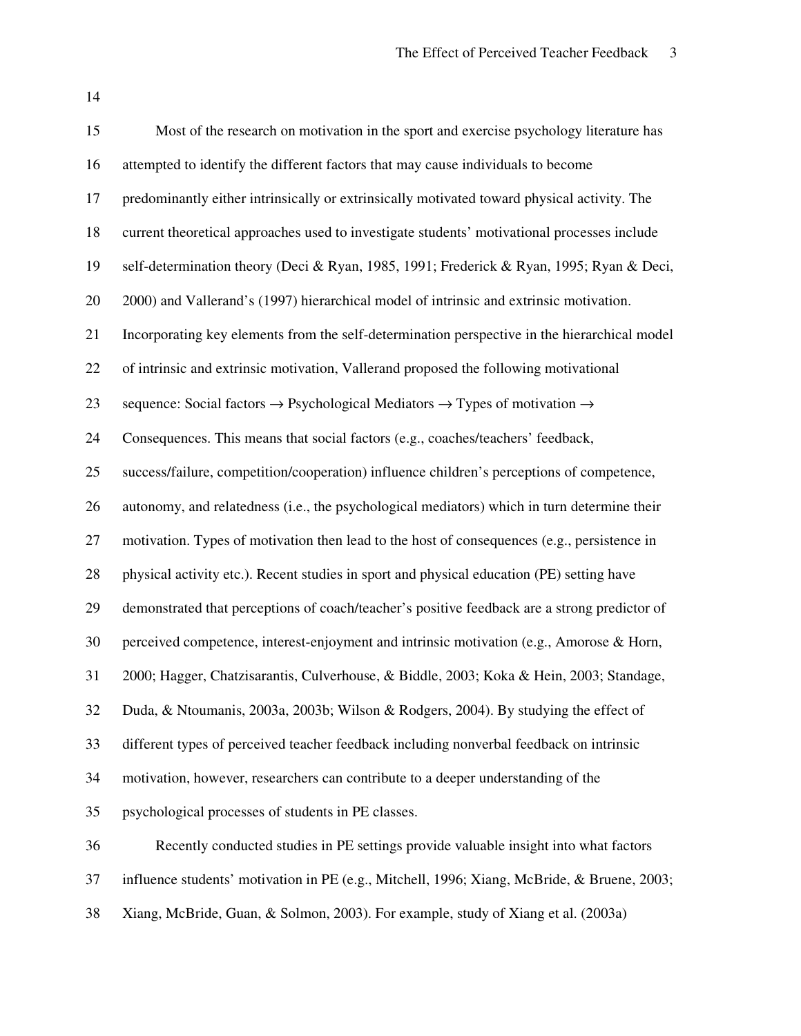Most of the research on motivation in the sport and exercise psychology literature has attempted to identify the different factors that may cause individuals to become predominantly either intrinsically or extrinsically motivated toward physical activity. The current theoretical approaches used to investigate students' motivational processes include self-determination theory (Deci & Ryan, 1985, 1991; Frederick & Ryan, 1995; Ryan & Deci, 2000) and Vallerand's (1997) hierarchical model of intrinsic and extrinsic motivation. Incorporating key elements from the self-determination perspective in the hierarchical model of intrinsic and extrinsic motivation, Vallerand proposed the following motivational sequence: Social factors → Psychological Mediators → Types of motivation → Consequences. This means that social factors (e.g., coaches/teachers' feedback, success/failure, competition/cooperation) influence children's perceptions of competence, autonomy, and relatedness (i.e., the psychological mediators) which in turn determine their motivation. Types of motivation then lead to the host of consequences (e.g., persistence in physical activity etc.). Recent studies in sport and physical education (PE) setting have demonstrated that perceptions of coach/teacher's positive feedback are a strong predictor of perceived competence, interest-enjoyment and intrinsic motivation (e.g., Amorose & Horn, 2000; Hagger, Chatzisarantis, Culverhouse, & Biddle, 2003; Koka & Hein, 2003; Standage, Duda, & Ntoumanis, 2003a, 2003b; Wilson & Rodgers, 2004). By studying the effect of different types of perceived teacher feedback including nonverbal feedback on intrinsic motivation, however, researchers can contribute to a deeper understanding of the psychological processes of students in PE classes.

Recently conducted studies in PE settings provide valuable insight into what factors influence students' motivation in PE (e.g., Mitchell, 1996; Xiang, McBride, & Bruene, 2003; Xiang, McBride, Guan, & Solmon, 2003). For example, study of Xiang et al. (2003a)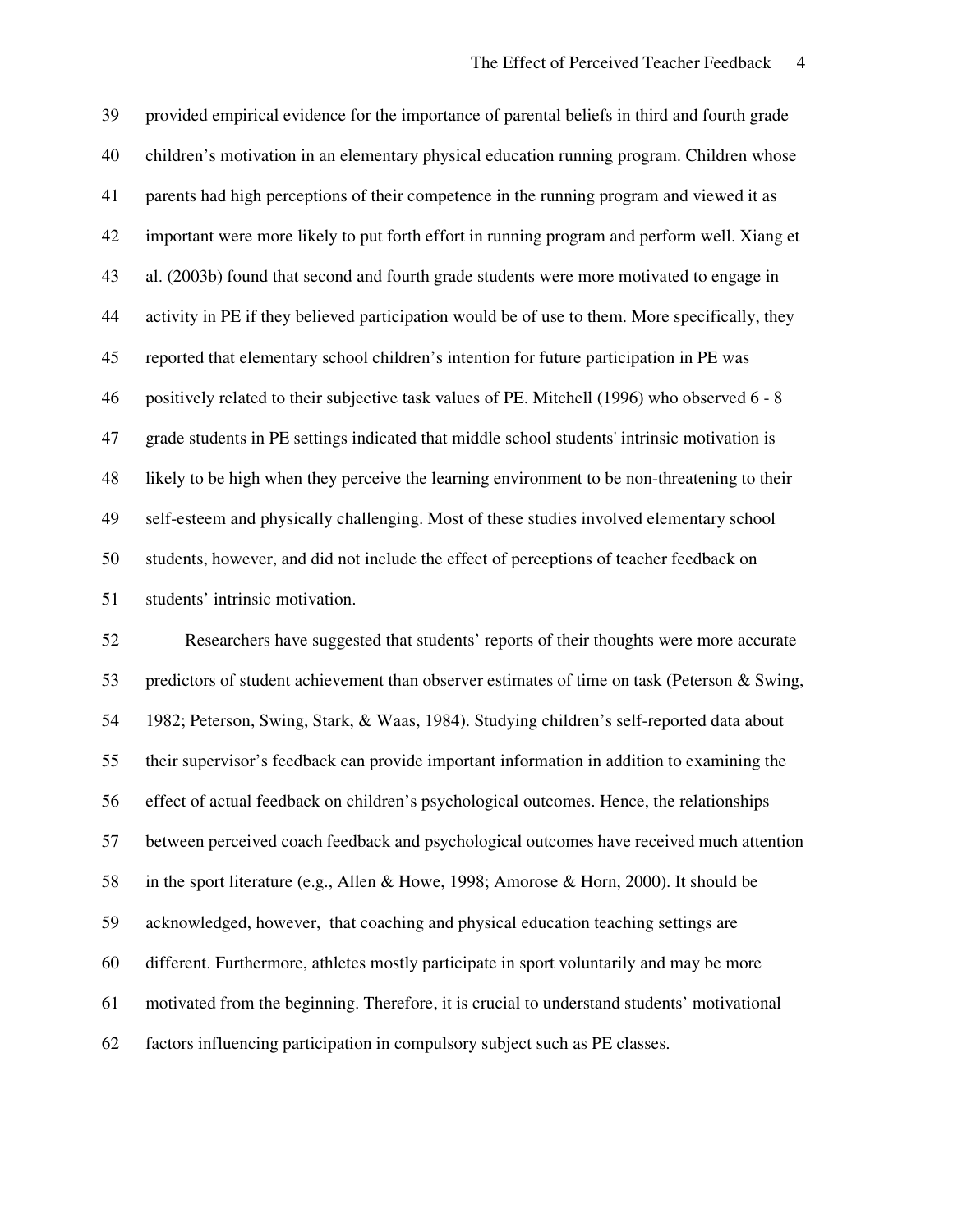provided empirical evidence for the importance of parental beliefs in third and fourth grade children's motivation in an elementary physical education running program. Children whose parents had high perceptions of their competence in the running program and viewed it as important were more likely to put forth effort in running program and perform well. Xiang et al. (2003b) found that second and fourth grade students were more motivated to engage in activity in PE if they believed participation would be of use to them. More specifically, they reported that elementary school children's intention for future participation in PE was positively related to their subjective task values of PE. Mitchell (1996) who observed 6 - 8 grade students in PE settings indicated that middle school students' intrinsic motivation is likely to be high when they perceive the learning environment to be non-threatening to their self-esteem and physically challenging. Most of these studies involved elementary school students, however, and did not include the effect of perceptions of teacher feedback on students' intrinsic motivation.

Researchers have suggested that students' reports of their thoughts were more accurate predictors of student achievement than observer estimates of time on task (Peterson & Swing, 1982; Peterson, Swing, Stark, & Waas, 1984). Studying children's self-reported data about their supervisor's feedback can provide important information in addition to examining the effect of actual feedback on children's psychological outcomes. Hence, the relationships between perceived coach feedback and psychological outcomes have received much attention in the sport literature (e.g., Allen & Howe, 1998; Amorose & Horn, 2000). It should be acknowledged, however, that coaching and physical education teaching settings are different. Furthermore, athletes mostly participate in sport voluntarily and may be more motivated from the beginning. Therefore, it is crucial to understand students' motivational factors influencing participation in compulsory subject such as PE classes.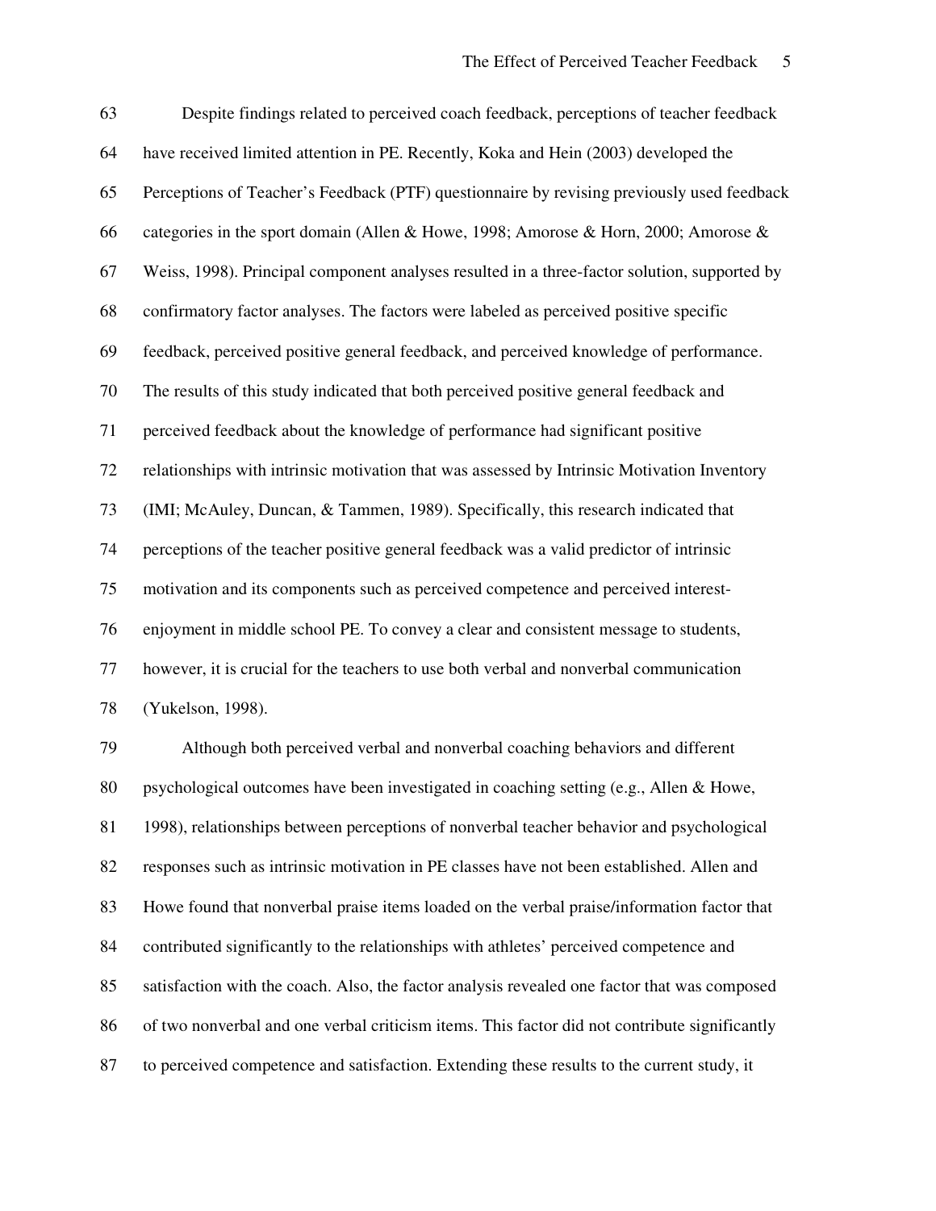Despite findings related to perceived coach feedback, perceptions of teacher feedback have received limited attention in PE. Recently, Koka and Hein (2003) developed the Perceptions of Teacher's Feedback (PTF) questionnaire by revising previously used feedback categories in the sport domain (Allen & Howe, 1998; Amorose & Horn, 2000; Amorose & Weiss, 1998). Principal component analyses resulted in a three-factor solution, supported by confirmatory factor analyses. The factors were labeled as perceived positive specific feedback, perceived positive general feedback, and perceived knowledge of performance. The results of this study indicated that both perceived positive general feedback and perceived feedback about the knowledge of performance had significant positive relationships with intrinsic motivation that was assessed by Intrinsic Motivation Inventory (IMI; McAuley, Duncan, & Tammen, 1989). Specifically, this research indicated that perceptions of the teacher positive general feedback was a valid predictor of intrinsic motivation and its components such as perceived competence and perceived interest-enjoyment in middle school PE. To convey a clear and consistent message to students, however, it is crucial for the teachers to use both verbal and nonverbal communication (Yukelson, 1998).

Although both perceived verbal and nonverbal coaching behaviors and different psychological outcomes have been investigated in coaching setting (e.g., Allen & Howe, 1998), relationships between perceptions of nonverbal teacher behavior and psychological responses such as intrinsic motivation in PE classes have not been established. Allen and Howe found that nonverbal praise items loaded on the verbal praise/information factor that contributed significantly to the relationships with athletes' perceived competence and satisfaction with the coach. Also, the factor analysis revealed one factor that was composed of two nonverbal and one verbal criticism items. This factor did not contribute significantly to perceived competence and satisfaction. Extending these results to the current study, it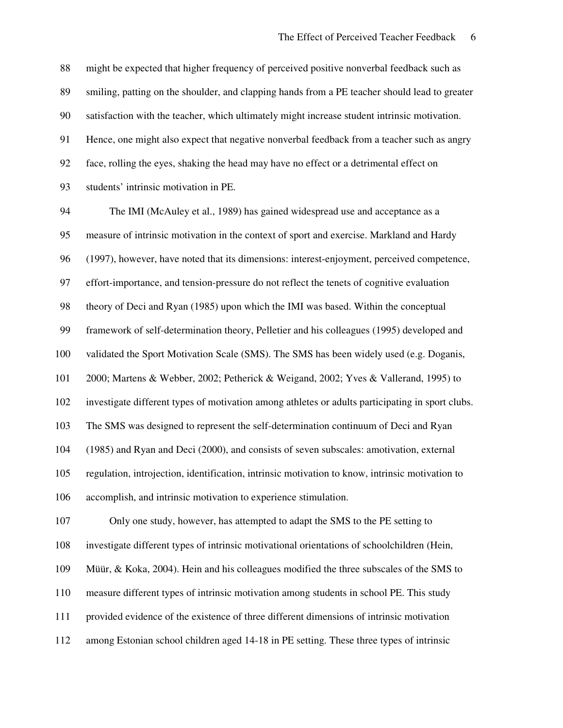might be expected that higher frequency of perceived positive nonverbal feedback such as smiling, patting on the shoulder, and clapping hands from a PE teacher should lead to greater satisfaction with the teacher, which ultimately might increase student intrinsic motivation. Hence, one might also expect that negative nonverbal feedback from a teacher such as angry face, rolling the eyes, shaking the head may have no effect or a detrimental effect on students' intrinsic motivation in PE.

The IMI (McAuley et al., 1989) has gained widespread use and acceptance as a measure of intrinsic motivation in the context of sport and exercise. Markland and Hardy (1997), however, have noted that its dimensions: interest-enjoyment, perceived competence, effort-importance, and tension-pressure do not reflect the tenets of cognitive evaluation theory of Deci and Ryan (1985) upon which the IMI was based. Within the conceptual framework of self-determination theory, Pelletier and his colleagues (1995) developed and validated the Sport Motivation Scale (SMS). The SMS has been widely used (e.g. Doganis, 2000; Martens & Webber, 2002; Petherick & Weigand, 2002; Yves & Vallerand, 1995) to investigate different types of motivation among athletes or adults participating in sport clubs. The SMS was designed to represent the self-determination continuum of Deci and Ryan (1985) and Ryan and Deci (2000), and consists of seven subscales: amotivation, external regulation, introjection, identification, intrinsic motivation to know, intrinsic motivation to accomplish, and intrinsic motivation to experience stimulation.

Only one study, however, has attempted to adapt the SMS to the PE setting to investigate different types of intrinsic motivational orientations of schoolchildren (Hein, Müür, & Koka, 2004). Hein and his colleagues modified the three subscales of the SMS to measure different types of intrinsic motivation among students in school PE. This study provided evidence of the existence of three different dimensions of intrinsic motivation among Estonian school children aged 14-18 in PE setting. These three types of intrinsic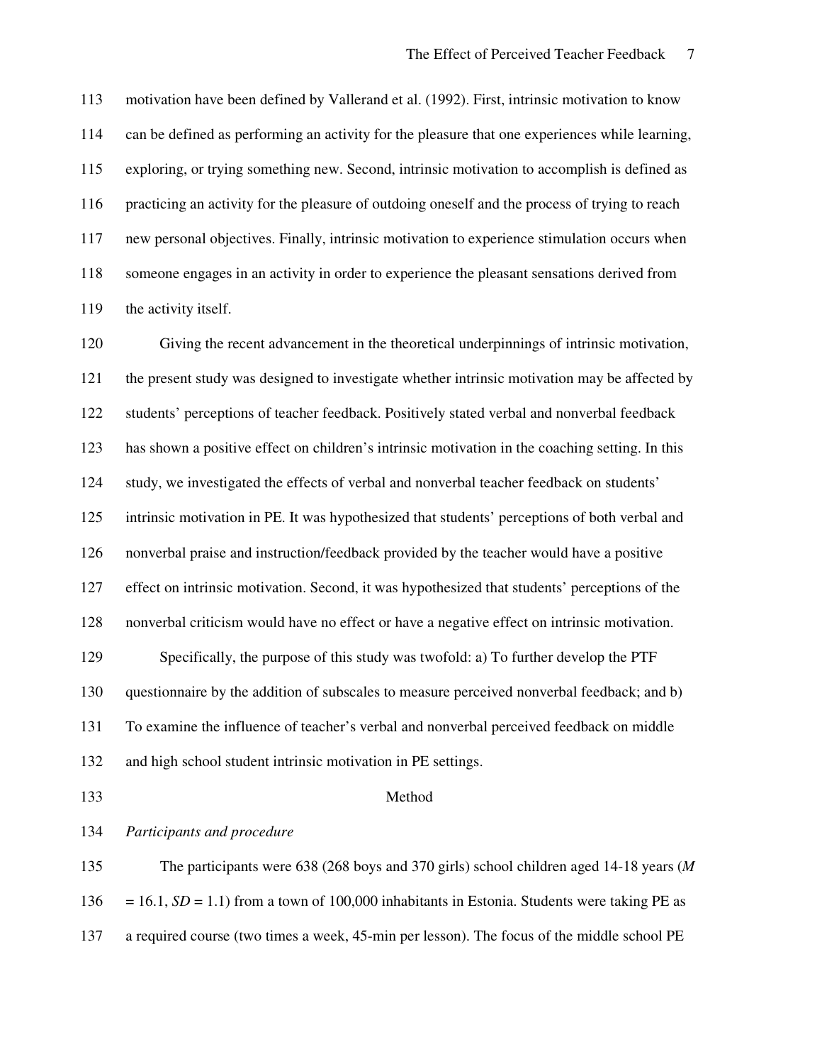motivation have been defined by Vallerand et al. (1992). First, intrinsic motivation to know can be defined as performing an activity for the pleasure that one experiences while learning, exploring, or trying something new. Second, intrinsic motivation to accomplish is defined as practicing an activity for the pleasure of outdoing oneself and the process of trying to reach new personal objectives. Finally, intrinsic motivation to experience stimulation occurs when someone engages in an activity in order to experience the pleasant sensations derived from the activity itself.

Giving the recent advancement in the theoretical underpinnings of intrinsic motivation, the present study was designed to investigate whether intrinsic motivation may be affected by students' perceptions of teacher feedback. Positively stated verbal and nonverbal feedback has shown a positive effect on children's intrinsic motivation in the coaching setting. In this study, we investigated the effects of verbal and nonverbal teacher feedback on students' intrinsic motivation in PE. It was hypothesized that students' perceptions of both verbal and nonverbal praise and instruction/feedback provided by the teacher would have a positive effect on intrinsic motivation. Second, it was hypothesized that students' perceptions of the nonverbal criticism would have no effect or have a negative effect on intrinsic motivation.

Specifically, the purpose of this study was twofold: a) To further develop the PTF questionnaire by the addition of subscales to measure perceived nonverbal feedback; and b) To examine the influence of teacher's verbal and nonverbal perceived feedback on middle and high school student intrinsic motivation in PE settings.

## Method

*Participants and procedure*

The participants were 638 (268 boys and 370 girls) school children aged 14-18 years ($M$ = 16.1, $SD$ = 1.1) from a town of 100,000 inhabitants in Estonia. Students were taking PE as a required course (two times a week, 45-min per lesson). The focus of the middle school PE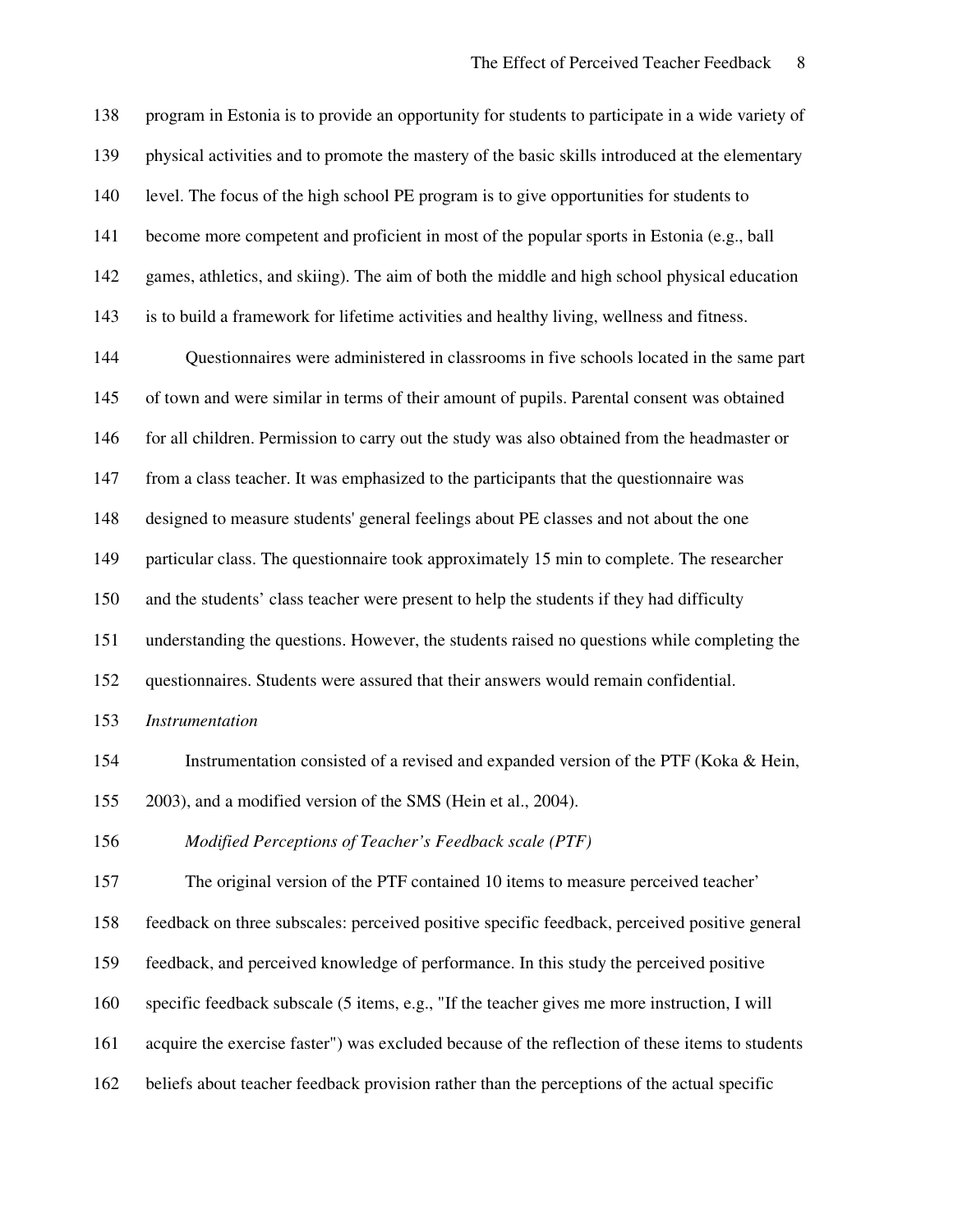program in Estonia is to provide an opportunity for students to participate in a wide variety of physical activities and to promote the mastery of the basic skills introduced at the elementary level. The focus of the high school PE program is to give opportunities for students to become more competent and proficient in most of the popular sports in Estonia (e.g., ball games, athletics, and skiing). The aim of both the middle and high school physical education is to build a framework for lifetime activities and healthy living, wellness and fitness.

Questionnaires were administered in classrooms in five schools located in the same part of town and were similar in terms of their amount of pupils. Parental consent was obtained for all children. Permission to carry out the study was also obtained from the headmaster or from a class teacher. It was emphasized to the participants that the questionnaire was designed to measure students' general feelings about PE classes and not about the one particular class. The questionnaire took approximately 15 min to complete. The researcher and the students' class teacher were present to help the students if they had difficulty understanding the questions. However, the students raised no questions while completing the questionnaires. Students were assured that their answers would remain confidential.

*Instrumentation*

Instrumentation consisted of a revised and expanded version of the PTF (Koka & Hein, 2003), and a modified version of the SMS (Hein et al., 2004).

*Modified Perceptions of Teacher's Feedback scale (PTF)*

The original version of the PTF contained 10 items to measure perceived teacher' feedback on three subscales: perceived positive specific feedback, perceived positive general feedback, and perceived knowledge of performance. In this study the perceived positive specific feedback subscale (5 items, e.g., "If the teacher gives me more instruction, I will acquire the exercise faster") was excluded because of the reflection of these items to students beliefs about teacher feedback provision rather than the perceptions of the actual specific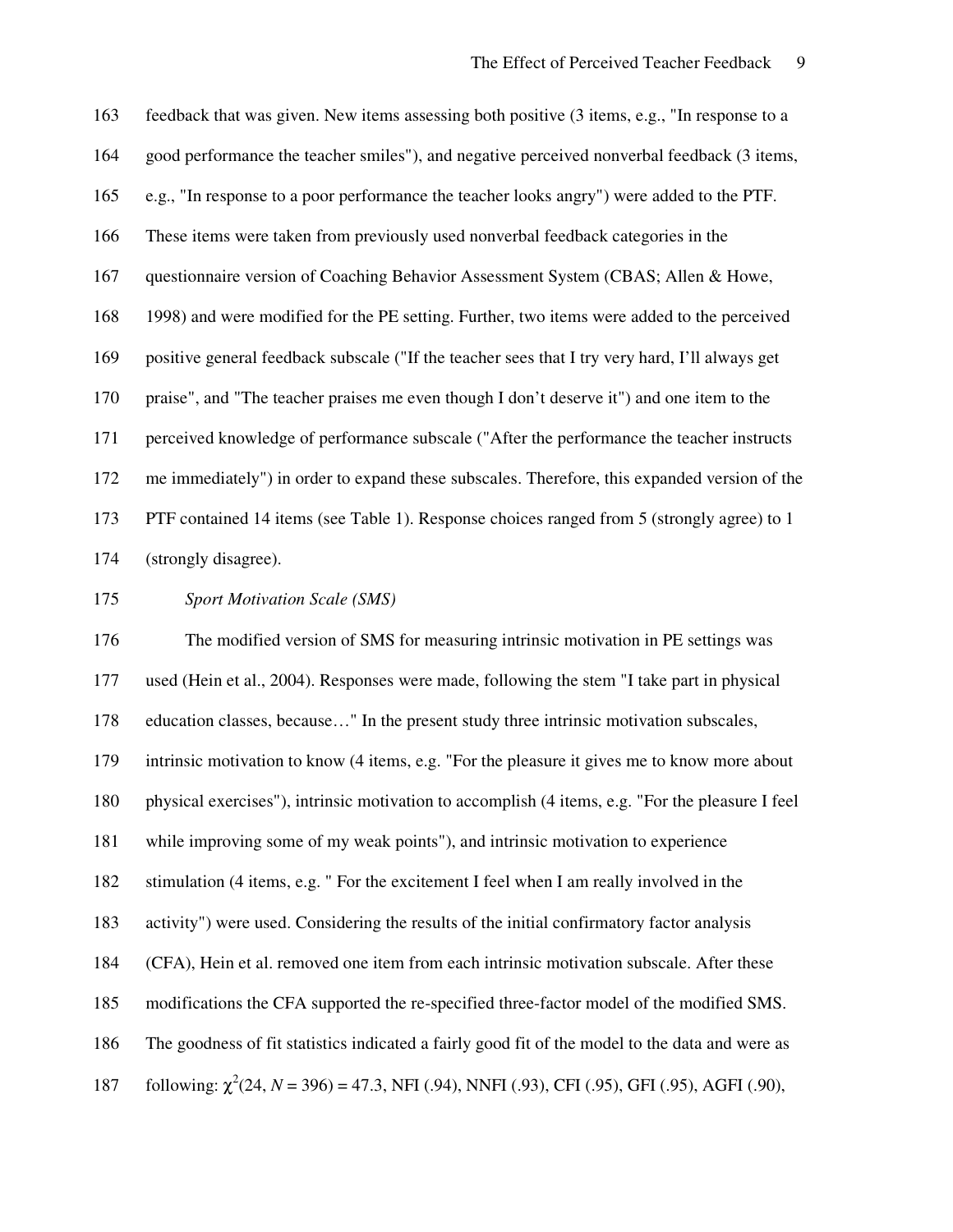feedback that was given. New items assessing both positive (3 items, e.g., "In response to a good performance the teacher smiles"), and negative perceived nonverbal feedback (3 items, e.g., "In response to a poor performance the teacher looks angry") were added to the PTF. These items were taken from previously used nonverbal feedback categories in the questionnaire version of Coaching Behavior Assessment System (CBAS; Allen & Howe, 1998) and were modified for the PE setting. Further, two items were added to the perceived positive general feedback subscale ("If the teacher sees that I try very hard, I'll always get praise", and "The teacher praises me even though I don't deserve it") and one item to the perceived knowledge of performance subscale ("After the performance the teacher instructs me immediately") in order to expand these subscales. Therefore, this expanded version of the PTF contained 14 items (see Table 1). Response choices ranged from 5 (strongly agree) to 1 (strongly disagree).

*Sport Motivation Scale (SMS)*

The modified version of SMS for measuring intrinsic motivation in PE settings was used (Hein et al., 2004). Responses were made, following the stem "I take part in physical education classes, because…" In the present study three intrinsic motivation subscales, intrinsic motivation to know (4 items, e.g. "For the pleasure it gives me to know more about physical exercises"), intrinsic motivation to accomplish (4 items, e.g. "For the pleasure I feel while improving some of my weak points"), and intrinsic motivation to experience stimulation (4 items, e.g. " For the excitement I feel when I am really involved in the activity") were used. Considering the results of the initial confirmatory factor analysis (CFA), Hein et al. removed one item from each intrinsic motivation subscale. After these modifications the CFA supported the re-specified three-factor model of the modified SMS. The goodness of fit statistics indicated a fairly good fit of the model to the data and were as following: $\chi^2(24, N = 396) = 47.3$, NFI (.94), NNFI (.93), CFI (.95), GFI (.95), AGFI (.90),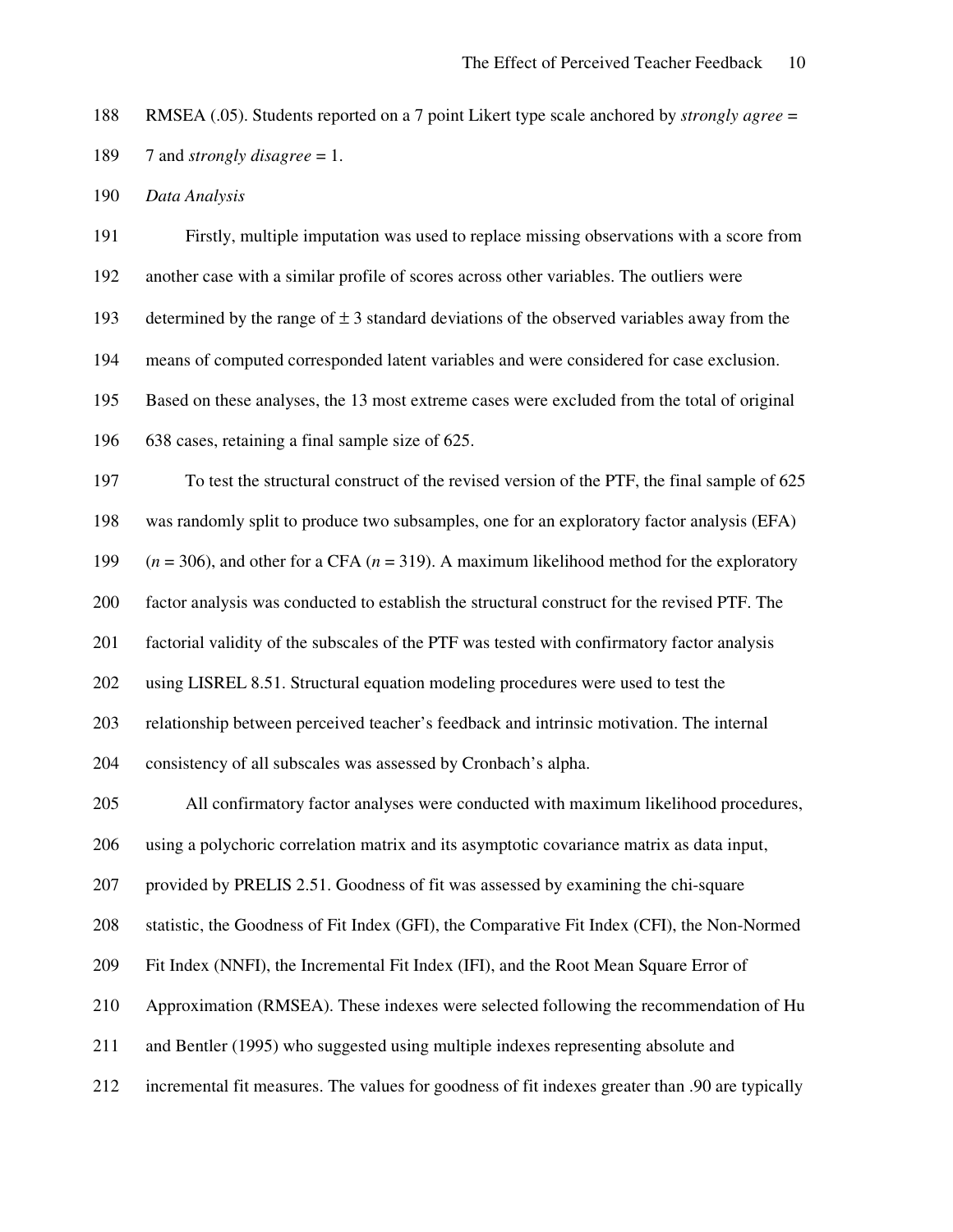RMSEA (.05). Students reported on a 7 point Likert type scale anchored by *strongly agree* = 7 and *strongly disagree* = 1.

*Data Analysis*

Firstly, multiple imputation was used to replace missing observations with a score from another case with a similar profile of scores across other variables. The outliers were determined by the range of ± 3 standard deviations of the observed variables away from the means of computed corresponded latent variables and were considered for case exclusion. Based on these analyses, the 13 most extreme cases were excluded from the total of original 638 cases, retaining a final sample size of 625.

To test the structural construct of the revised version of the PTF, the final sample of 625 was randomly split to produce two subsamples, one for an exploratory factor analysis (EFA) ($n$ = 306), and other for a CFA ($n$ = 319). A maximum likelihood method for the exploratory factor analysis was conducted to establish the structural construct for the revised PTF. The factorial validity of the subscales of the PTF was tested with confirmatory factor analysis using LISREL 8.51. Structural equation modeling procedures were used to test the relationship between perceived teacher's feedback and intrinsic motivation. The internal consistency of all subscales was assessed by Cronbach's alpha.

All confirmatory factor analyses were conducted with maximum likelihood procedures, using a polychoric correlation matrix and its asymptotic covariance matrix as data input, provided by PRELIS 2.51. Goodness of fit was assessed by examining the chi-square statistic, the Goodness of Fit Index (GFI), the Comparative Fit Index (CFI), the Non-Normed Fit Index (NNFI), the Incremental Fit Index (IFI), and the Root Mean Square Error of Approximation (RMSEA). These indexes were selected following the recommendation of Hu and Bentler (1995) who suggested using multiple indexes representing absolute and incremental fit measures. The values for goodness of fit indexes greater than .90 are typically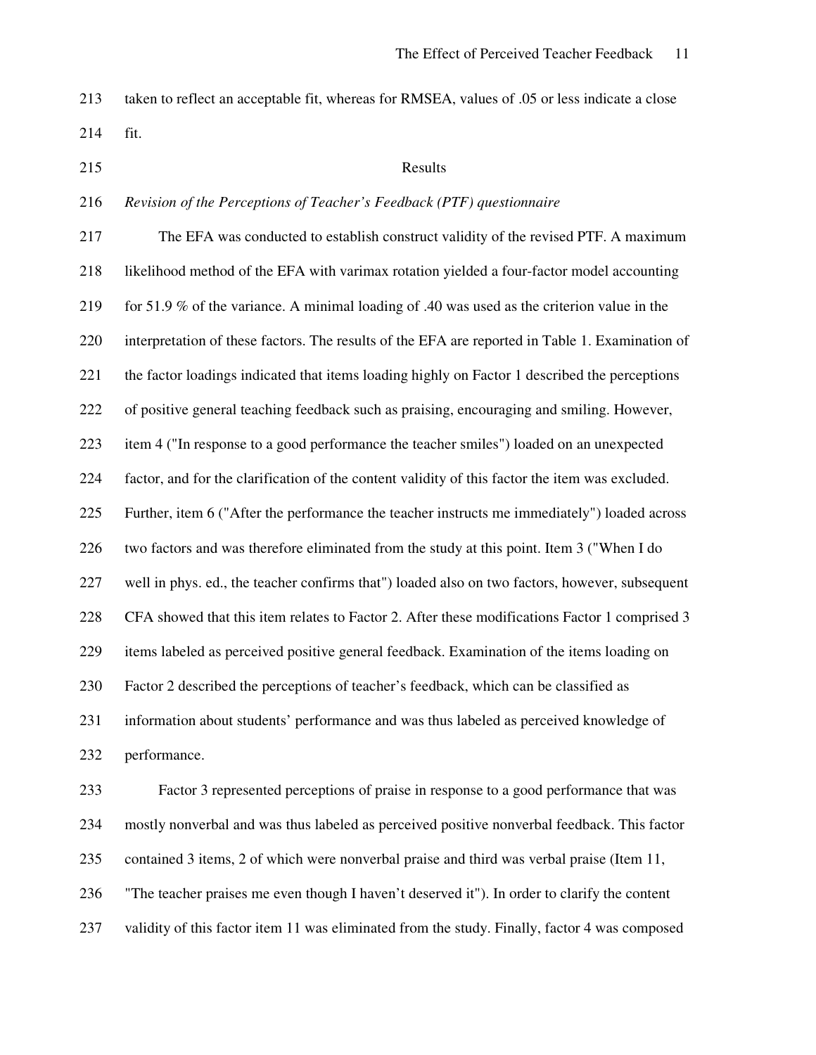taken to reflect an acceptable fit, whereas for RMSEA, values of .05 or less indicate a close fit.

## Results

*Revision of the Perceptions of Teacher's Feedback (PTF) questionnaire*

The EFA was conducted to establish construct validity of the revised PTF. A maximum likelihood method of the EFA with varimax rotation yielded a four-factor model accounting for 51.9 % of the variance. A minimal loading of .40 was used as the criterion value in the interpretation of these factors. The results of the EFA are reported in Table 1. Examination of the factor loadings indicated that items loading highly on Factor 1 described the perceptions of positive general teaching feedback such as praising, encouraging and smiling. However, item 4 ("In response to a good performance the teacher smiles") loaded on an unexpected factor, and for the clarification of the content validity of this factor the item was excluded. Further, item 6 ("After the performance the teacher instructs me immediately") loaded across two factors and was therefore eliminated from the study at this point. Item 3 ("When I do well in phys. ed., the teacher confirms that") loaded also on two factors, however, subsequent CFA showed that this item relates to Factor 2. After these modifications Factor 1 comprised 3 items labeled as perceived positive general feedback. Examination of the items loading on Factor 2 described the perceptions of teacher's feedback, which can be classified as information about students' performance and was thus labeled as perceived knowledge of performance.

Factor 3 represented perceptions of praise in response to a good performance that was mostly nonverbal and was thus labeled as perceived positive nonverbal feedback. This factor contained 3 items, 2 of which were nonverbal praise and third was verbal praise (Item 11, "The teacher praises me even though I haven't deserved it"). In order to clarify the content validity of this factor item 11 was eliminated from the study. Finally, factor 4 was composed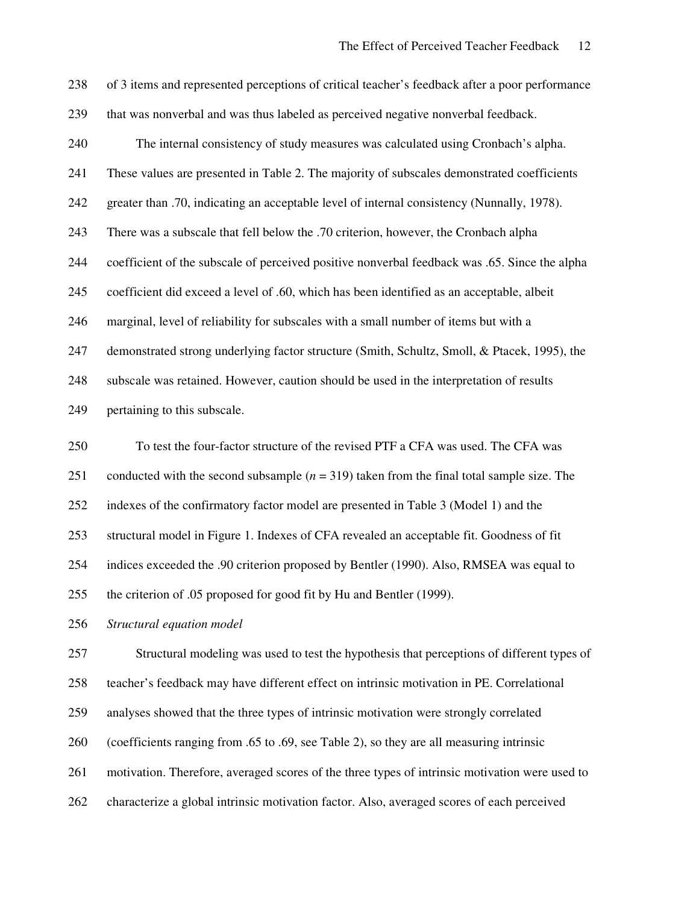of 3 items and represented perceptions of critical teacher's feedback after a poor performance that was nonverbal and was thus labeled as perceived negative nonverbal feedback.

The internal consistency of study measures was calculated using Cronbach's alpha. These values are presented in Table 2. The majority of subscales demonstrated coefficients greater than .70, indicating an acceptable level of internal consistency (Nunnally, 1978). There was a subscale that fell below the .70 criterion, however, the Cronbach alpha coefficient of the subscale of perceived positive nonverbal feedback was .65. Since the alpha coefficient did exceed a level of .60, which has been identified as an acceptable, albeit marginal, level of reliability for subscales with a small number of items but with a demonstrated strong underlying factor structure (Smith, Schultz, Smoll, & Ptacek, 1995), the subscale was retained. However, caution should be used in the interpretation of results pertaining to this subscale.

To test the four-factor structure of the revised PTF a CFA was used. The CFA was conducted with the second subsample ($n$ = 319) taken from the final total sample size. The indexes of the confirmatory factor model are presented in Table 3 (Model 1) and the structural model in Figure 1. Indexes of CFA revealed an acceptable fit. Goodness of fit indices exceeded the .90 criterion proposed by Bentler (1990). Also, RMSEA was equal to the criterion of .05 proposed for good fit by Hu and Bentler (1999).

*Structural equation model*

Structural modeling was used to test the hypothesis that perceptions of different types of teacher's feedback may have different effect on intrinsic motivation in PE. Correlational analyses showed that the three types of intrinsic motivation were strongly correlated (coefficients ranging from .65 to .69, see Table 2), so they are all measuring intrinsic motivation. Therefore, averaged scores of the three types of intrinsic motivation were used to characterize a global intrinsic motivation factor. Also, averaged scores of each perceived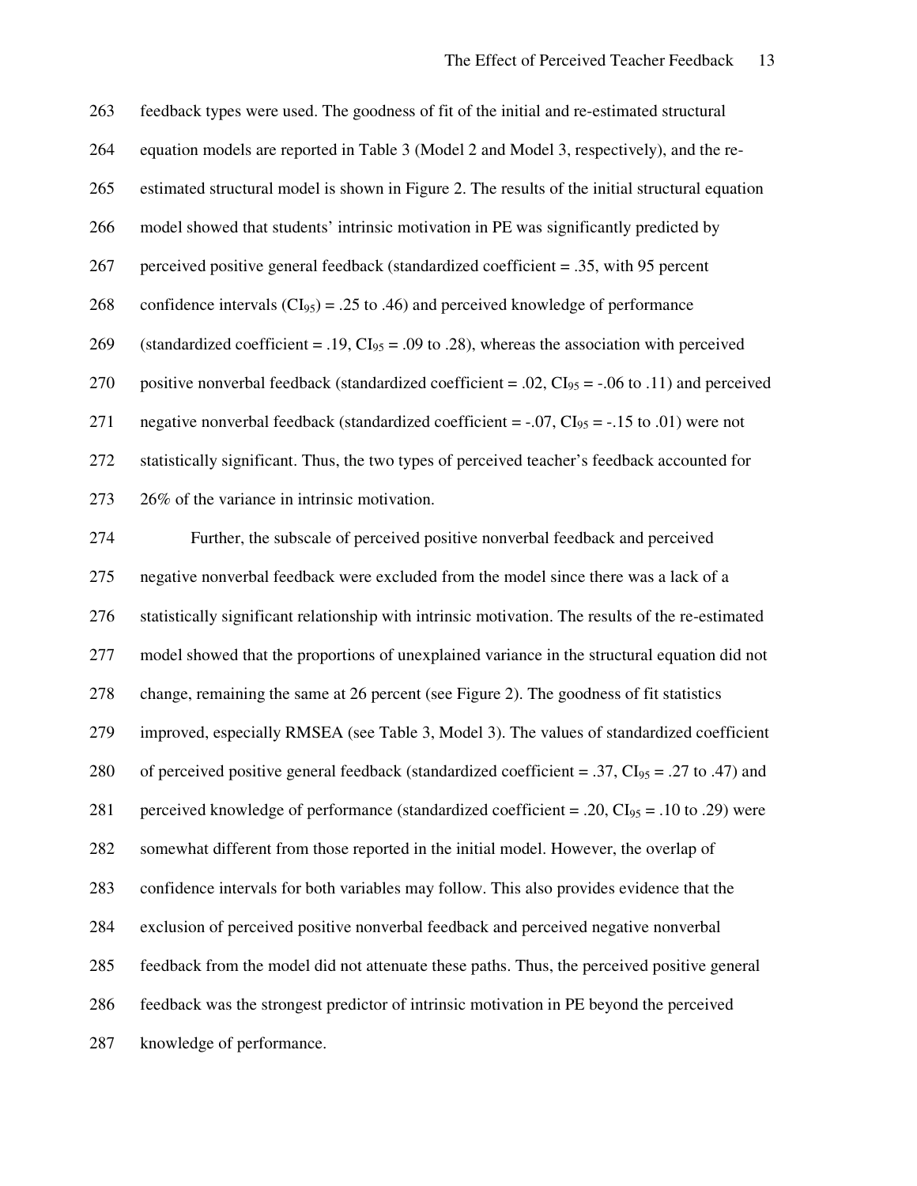feedback types were used. The goodness of fit of the initial and re-estimated structural equation models are reported in Table 3 (Model 2 and Model 3, respectively), and the re-estimated structural model is shown in Figure 2. The results of the initial structural equation model showed that students' intrinsic motivation in PE was significantly predicted by perceived positive general feedback (standardized coefficient = .35, with 95 percent confidence intervals ($CI_{95}$) = .25 to .46) and perceived knowledge of performance (standardized coefficient = .19, $CI_{95}$ = .09 to .28), whereas the association with perceived positive nonverbal feedback (standardized coefficient = .02, $CI_{95}$ = -.06 to .11) and perceived negative nonverbal feedback (standardized coefficient = -.07, $CI_{95}$ = -.15 to .01) were not statistically significant. Thus, the two types of perceived teacher's feedback accounted for 26% of the variance in intrinsic motivation.

Further, the subscale of perceived positive nonverbal feedback and perceived negative nonverbal feedback were excluded from the model since there was a lack of a statistically significant relationship with intrinsic motivation. The results of the re-estimated model showed that the proportions of unexplained variance in the structural equation did not change, remaining the same at 26 percent (see Figure 2). The goodness of fit statistics improved, especially RMSEA (see Table 3, Model 3). The values of standardized coefficient of perceived positive general feedback (standardized coefficient = .37, $CI_{95}$ = .27 to .47) and perceived knowledge of performance (standardized coefficient = .20, $CI_{95}$ = .10 to .29) were somewhat different from those reported in the initial model. However, the overlap of confidence intervals for both variables may follow. This also provides evidence that the exclusion of perceived positive nonverbal feedback and perceived negative nonverbal feedback from the model did not attenuate these paths. Thus, the perceived positive general feedback was the strongest predictor of intrinsic motivation in PE beyond the perceived knowledge of performance.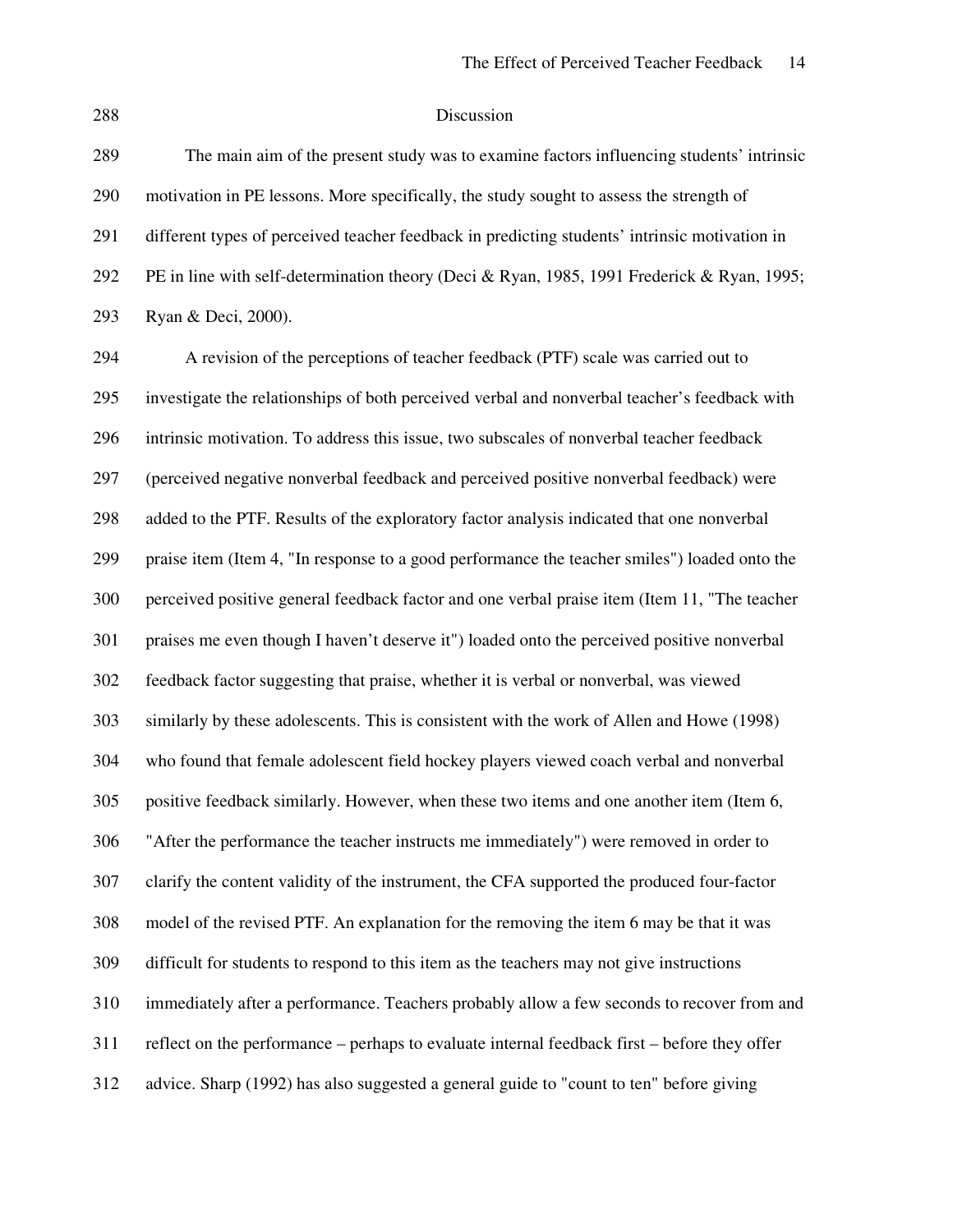## Discussion

The main aim of the present study was to examine factors influencing students' intrinsic motivation in PE lessons. More specifically, the study sought to assess the strength of different types of perceived teacher feedback in predicting students' intrinsic motivation in PE in line with self-determination theory (Deci & Ryan, 1985, 1991 Frederick & Ryan, 1995; Ryan & Deci, 2000).

A revision of the perceptions of teacher feedback (PTF) scale was carried out to investigate the relationships of both perceived verbal and nonverbal teacher's feedback with intrinsic motivation. To address this issue, two subscales of nonverbal teacher feedback (perceived negative nonverbal feedback and perceived positive nonverbal feedback) were added to the PTF. Results of the exploratory factor analysis indicated that one nonverbal praise item (Item 4, "In response to a good performance the teacher smiles") loaded onto the perceived positive general feedback factor and one verbal praise item (Item 11, "The teacher praises me even though I haven't deserve it") loaded onto the perceived positive nonverbal feedback factor suggesting that praise, whether it is verbal or nonverbal, was viewed similarly by these adolescents. This is consistent with the work of Allen and Howe (1998) who found that female adolescent field hockey players viewed coach verbal and nonverbal positive feedback similarly. However, when these two items and one another item (Item 6, "After the performance the teacher instructs me immediately") were removed in order to clarify the content validity of the instrument, the CFA supported the produced four-factor model of the revised PTF. An explanation for the removing the item 6 may be that it was difficult for students to respond to this item as the teachers may not give instructions immediately after a performance. Teachers probably allow a few seconds to recover from and reflect on the performance – perhaps to evaluate internal feedback first – before they offer advice. Sharp (1992) has also suggested a general guide to "count to ten" before giving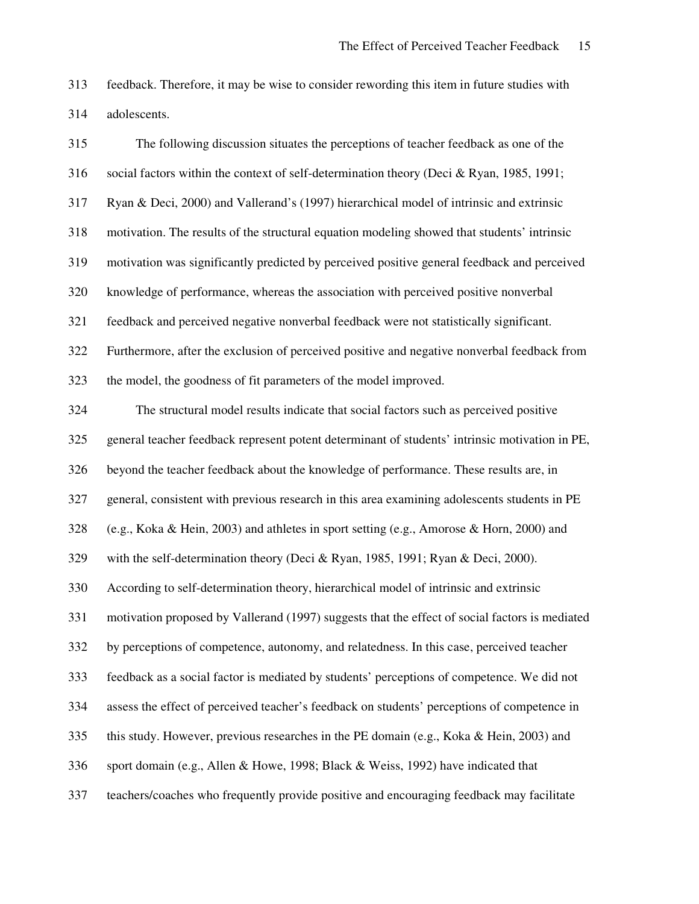feedback. Therefore, it may be wise to consider rewording this item in future studies with adolescents.

The following discussion situates the perceptions of teacher feedback as one of the social factors within the context of self-determination theory (Deci & Ryan, 1985, 1991; Ryan & Deci, 2000) and Vallerand's (1997) hierarchical model of intrinsic and extrinsic motivation. The results of the structural equation modeling showed that students' intrinsic motivation was significantly predicted by perceived positive general feedback and perceived knowledge of performance, whereas the association with perceived positive nonverbal feedback and perceived negative nonverbal feedback were not statistically significant. Furthermore, after the exclusion of perceived positive and negative nonverbal feedback from the model, the goodness of fit parameters of the model improved.

The structural model results indicate that social factors such as perceived positive general teacher feedback represent potent determinant of students' intrinsic motivation in PE, beyond the teacher feedback about the knowledge of performance. These results are, in general, consistent with previous research in this area examining adolescents students in PE (e.g., Koka & Hein, 2003) and athletes in sport setting (e.g., Amorose & Horn, 2000) and with the self-determination theory (Deci & Ryan, 1985, 1991; Ryan & Deci, 2000). According to self-determination theory, hierarchical model of intrinsic and extrinsic motivation proposed by Vallerand (1997) suggests that the effect of social factors is mediated by perceptions of competence, autonomy, and relatedness. In this case, perceived teacher feedback as a social factor is mediated by students' perceptions of competence. We did not assess the effect of perceived teacher's feedback on students' perceptions of competence in this study. However, previous researches in the PE domain (e.g., Koka & Hein, 2003) and sport domain (e.g., Allen & Howe, 1998; Black & Weiss, 1992) have indicated that teachers/coaches who frequently provide positive and encouraging feedback may facilitate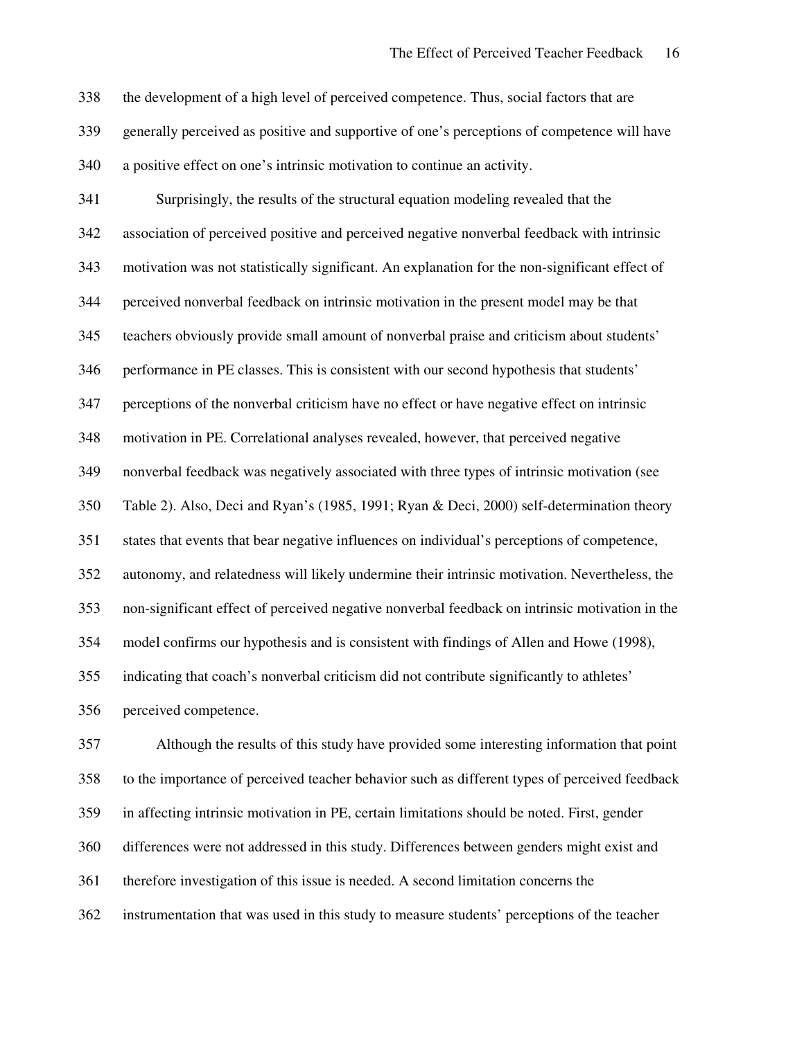the development of a high level of perceived competence. Thus, social factors that are generally perceived as positive and supportive of one's perceptions of competence will have a positive effect on one's intrinsic motivation to continue an activity.

Surprisingly, the results of the structural equation modeling revealed that the association of perceived positive and perceived negative nonverbal feedback with intrinsic motivation was not statistically significant. An explanation for the non-significant effect of perceived nonverbal feedback on intrinsic motivation in the present model may be that teachers obviously provide small amount of nonverbal praise and criticism about students' performance in PE classes. This is consistent with our second hypothesis that students' perceptions of the nonverbal criticism have no effect or have negative effect on intrinsic motivation in PE. Correlational analyses revealed, however, that perceived negative nonverbal feedback was negatively associated with three types of intrinsic motivation (see Table 2). Also, Deci and Ryan's (1985, 1991; Ryan & Deci, 2000) self-determination theory states that events that bear negative influences on individual's perceptions of competence, autonomy, and relatedness will likely undermine their intrinsic motivation. Nevertheless, the non-significant effect of perceived negative nonverbal feedback on intrinsic motivation in the model confirms our hypothesis and is consistent with findings of Allen and Howe (1998), indicating that coach's nonverbal criticism did not contribute significantly to athletes' perceived competence.

Although the results of this study have provided some interesting information that point to the importance of perceived teacher behavior such as different types of perceived feedback in affecting intrinsic motivation in PE, certain limitations should be noted. First, gender differences were not addressed in this study. Differences between genders might exist and therefore investigation of this issue is needed. A second limitation concerns the instrumentation that was used in this study to measure students' perceptions of the teacher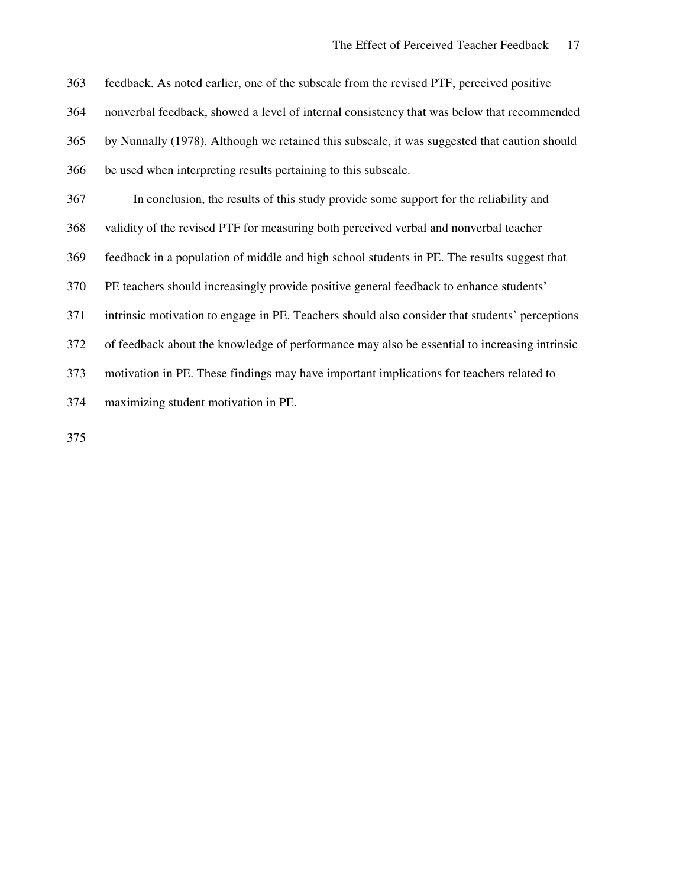feedback. As noted earlier, one of the subscale from the revised PTF, perceived positive nonverbal feedback, showed a level of internal consistency that was below that recommended by Nunnally (1978). Although we retained this subscale, it was suggested that caution should be used when interpreting results pertaining to this subscale.

In conclusion, the results of this study provide some support for the reliability and validity of the revised PTF for measuring both perceived verbal and nonverbal teacher feedback in a population of middle and high school students in PE. The results suggest that PE teachers should increasingly provide positive general feedback to enhance students' intrinsic motivation to engage in PE. Teachers should also consider that students' perceptions of feedback about the knowledge of performance may also be essential to increasing intrinsic motivation in PE. These findings may have important implications for teachers related to maximizing student motivation in PE.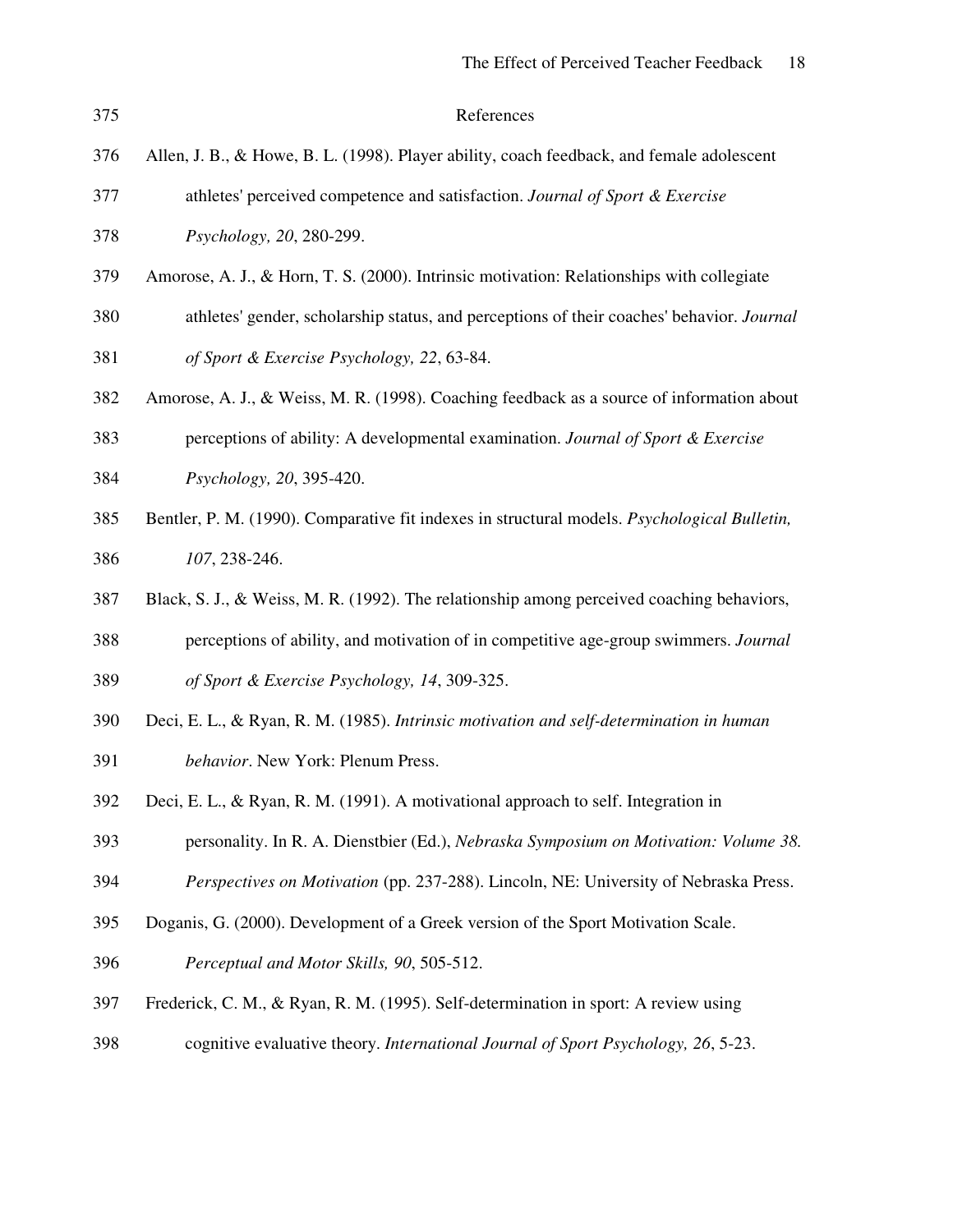# References

Allen, J. B., & Howe, B. L. (1998). Player ability, coach feedback, and female adolescent athletes' perceived competence and satisfaction. *Journal of Sport & Exercise Psychology, 20*, 280-299.

Amorose, A. J., & Horn, T. S. (2000). Intrinsic motivation: Relationships with collegiate athletes' gender, scholarship status, and perceptions of their coaches' behavior. *Journal of Sport & Exercise Psychology, 22*, 63-84.

Amorose, A. J., & Weiss, M. R. (1998). Coaching feedback as a source of information about perceptions of ability: A developmental examination. *Journal of Sport & Exercise Psychology, 20*, 395-420.

Bentler, P. M. (1990). Comparative fit indexes in structural models. *Psychological Bulletin, 107*, 238-246.

Black, S. J., & Weiss, M. R. (1992). The relationship among perceived coaching behaviors, perceptions of ability, and motivation of in competitive age-group swimmers. *Journal of Sport & Exercise Psychology, 14*, 309-325.

Deci, E. L., & Ryan, R. M. (1985). *Intrinsic motivation and self-determination in human behavior*. New York: Plenum Press.

Deci, E. L., & Ryan, R. M. (1991). A motivational approach to self. Integration in personality. In R. A. Dienstbier (Ed.), *Nebraska Symposium on Motivation: Volume 38. Perspectives on Motivation* (pp. 237-288). Lincoln, NE: University of Nebraska Press.

Doganis, G. (2000). Development of a Greek version of the Sport Motivation Scale. *Perceptual and Motor Skills, 90*, 505-512.

Frederick, C. M., & Ryan, R. M. (1995). Self-determination in sport: A review using cognitive evaluative theory. *International Journal of Sport Psychology, 26*, 5-23.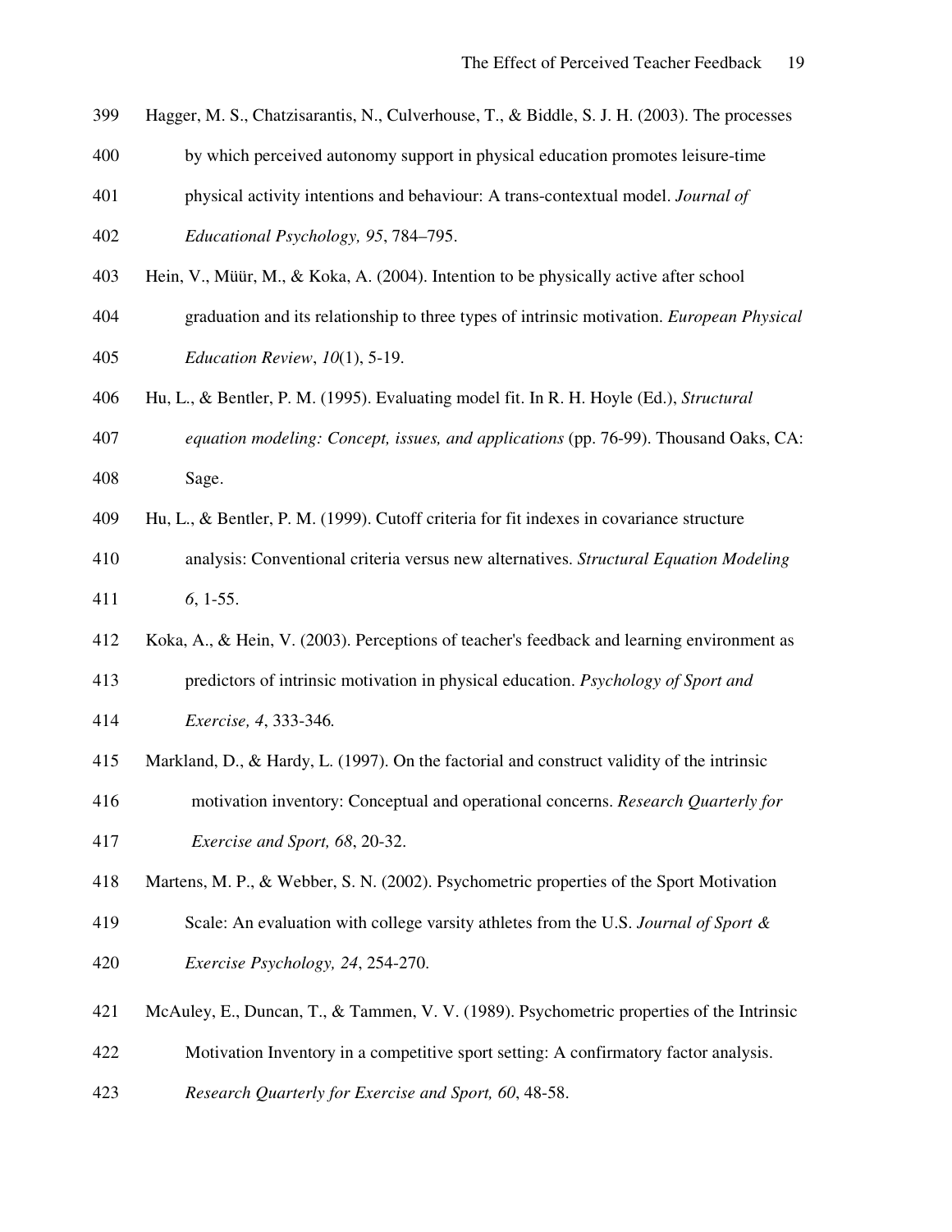Hagger, M. S., Chatzisarantis, N., Culverhouse, T., & Biddle, S. J. H. (2003). The processes by which perceived autonomy support in physical education promotes leisure-time physical activity intentions and behaviour: A trans-contextual model. *Journal of Educational Psychology, 95*, 784–795.

Hein, V., Müür, M., & Koka, A. (2004). Intention to be physically active after school graduation and its relationship to three types of intrinsic motivation. *European Physical Education Review*, *10*(1), 5-19.

Hu, L., & Bentler, P. M. (1995). Evaluating model fit. In R. H. Hoyle (Ed.), *Structural equation modeling: Concept, issues, and applications* (pp. 76-99). Thousand Oaks, CA: Sage.

Hu, L., & Bentler, P. M. (1999). Cutoff criteria for fit indexes in covariance structure analysis: Conventional criteria versus new alternatives. *Structural Equation Modeling 6*, 1-55.

Koka, A., & Hein, V. (2003). Perceptions of teacher's feedback and learning environment as predictors of intrinsic motivation in physical education. *Psychology of Sport and Exercise, 4*, 333-346*.*

Markland, D., & Hardy, L. (1997). On the factorial and construct validity of the intrinsic motivation inventory: Conceptual and operational concerns. *Research Quarterly for Exercise and Sport, 68*, 20-32.

Martens, M. P., & Webber, S. N. (2002). Psychometric properties of the Sport Motivation Scale: An evaluation with college varsity athletes from the U.S. *Journal of Sport & Exercise Psychology, 24*, 254-270.

McAuley, E., Duncan, T., & Tammen, V. V. (1989). Psychometric properties of the Intrinsic Motivation Inventory in a competitive sport setting: A confirmatory factor analysis. *Research Quarterly for Exercise and Sport, 60*, 48-58.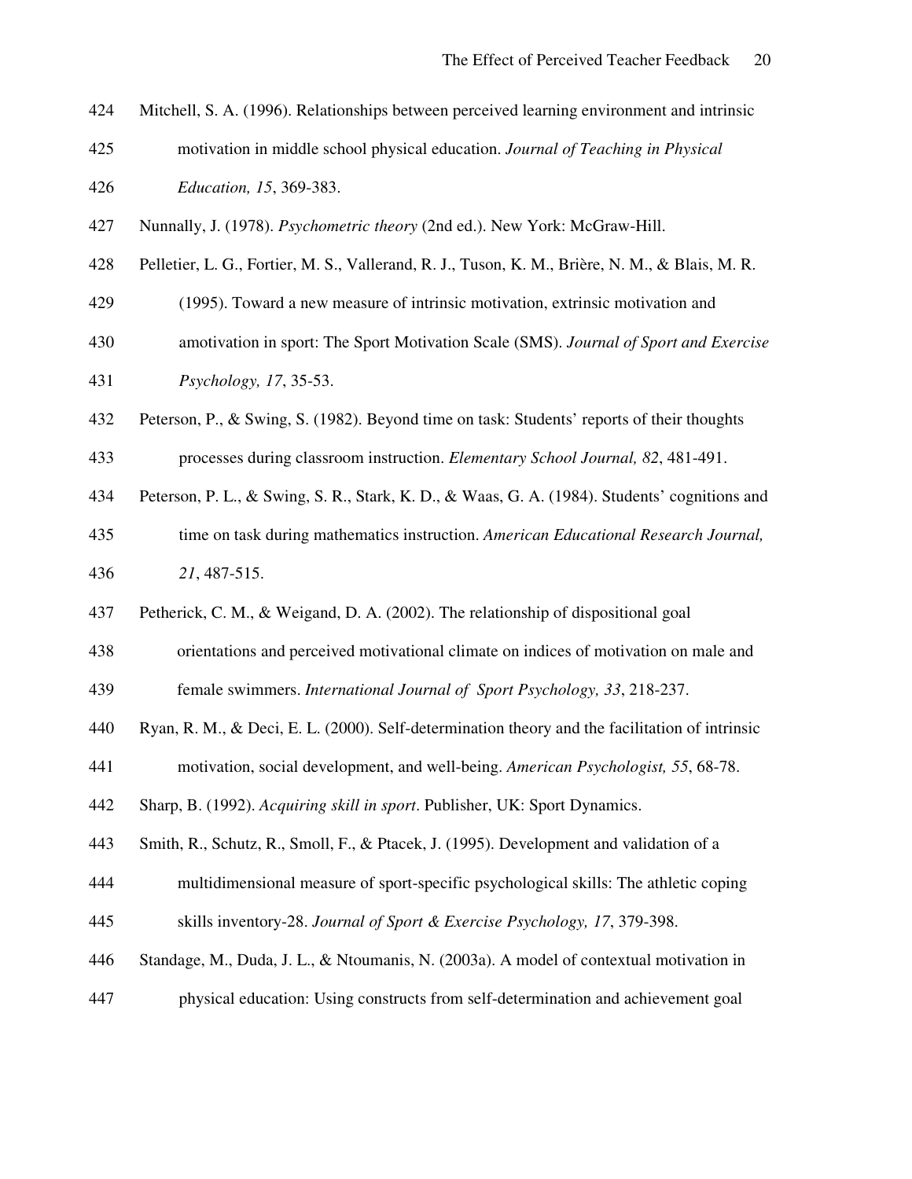Mitchell, S. A. (1996). Relationships between perceived learning environment and intrinsic motivation in middle school physical education. *Journal of Teaching in Physical Education, 15*, 369-383.

Nunnally, J. (1978). *Psychometric theory* (2nd ed.). New York: McGraw-Hill.

Pelletier, L. G., Fortier, M. S., Vallerand, R. J., Tuson, K. M., Brière, N. M., & Blais, M. R. (1995). Toward a new measure of intrinsic motivation, extrinsic motivation and amotivation in sport: The Sport Motivation Scale (SMS). *Journal of Sport and Exercise Psychology, 17*, 35-53.

Peterson, P., & Swing, S. (1982). Beyond time on task: Students' reports of their thoughts processes during classroom instruction. *Elementary School Journal, 82*, 481-491.

Peterson, P. L., & Swing, S. R., Stark, K. D., & Waas, G. A. (1984). Students' cognitions and time on task during mathematics instruction. *American Educational Research Journal, 21*, 487-515.

Petherick, C. M., & Weigand, D. A. (2002). The relationship of dispositional goal orientations and perceived motivational climate on indices of motivation on male and female swimmers. *International Journal of Sport Psychology, 33*, 218-237.

Ryan, R. M., & Deci, E. L. (2000). Self-determination theory and the facilitation of intrinsic motivation, social development, and well-being. *American Psychologist, 55*, 68-78.

Sharp, B. (1992). *Acquiring skill in sport*. Publisher, UK: Sport Dynamics.

Smith, R., Schutz, R., Smoll, F., & Ptacek, J. (1995). Development and validation of a multidimensional measure of sport-specific psychological skills: The athletic coping skills inventory-28. *Journal of Sport & Exercise Psychology, 17*, 379-398.

Standage, M., Duda, J. L., & Ntoumanis, N. (2003a). A model of contextual motivation in physical education: Using constructs from self-determination and achievement goal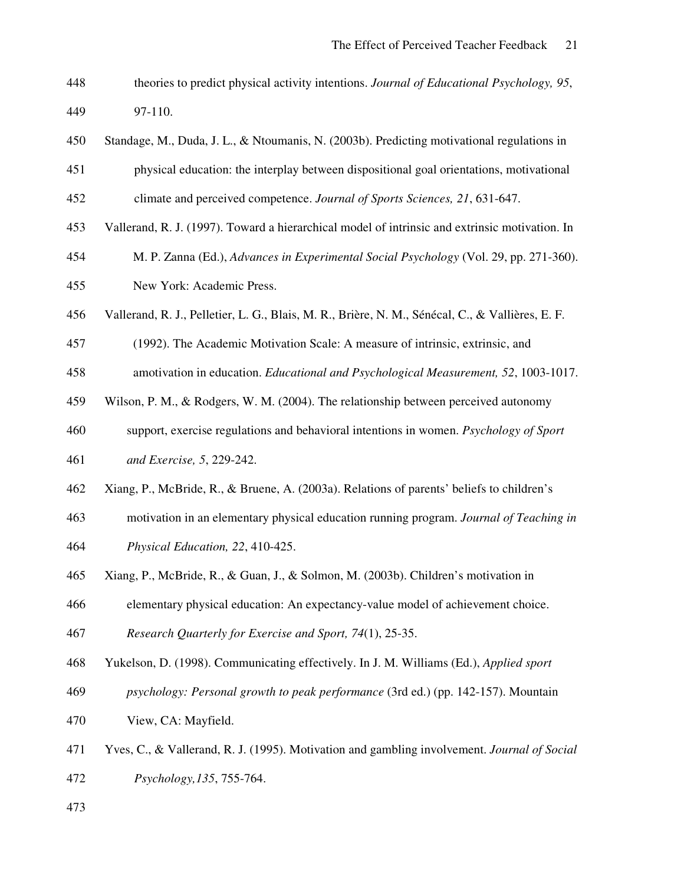theories to predict physical activity intentions. *Journal of Educational Psychology, 95*, 97-110.

Standage, M., Duda, J. L., & Ntoumanis, N. (2003b). Predicting motivational regulations in physical education: the interplay between dispositional goal orientations, motivational climate and perceived competence. *Journal of Sports Sciences, 21*, 631-647.

Vallerand, R. J. (1997). Toward a hierarchical model of intrinsic and extrinsic motivation. In M. P. Zanna (Ed.), *Advances in Experimental Social Psychology* (Vol. 29, pp. 271-360). New York: Academic Press.

Vallerand, R. J., Pelletier, L. G., Blais, M. R., Brière, N. M., Sénécal, C., & Vallières, E. F. (1992). The Academic Motivation Scale: A measure of intrinsic, extrinsic, and amotivation in education. *Educational and Psychological Measurement, 52*, 1003-1017.

Wilson, P. M., & Rodgers, W. M. (2004). The relationship between perceived autonomy support, exercise regulations and behavioral intentions in women. *Psychology of Sport and Exercise, 5*, 229-242.

Xiang, P., McBride, R., & Bruene, A. (2003a). Relations of parents' beliefs to children's motivation in an elementary physical education running program. *Journal of Teaching in Physical Education, 22*, 410-425.

Xiang, P., McBride, R., & Guan, J., & Solmon, M. (2003b). Children's motivation in elementary physical education: An expectancy-value model of achievement choice. *Research Quarterly for Exercise and Sport, 74*(1), 25-35.

Yukelson, D. (1998). Communicating effectively. In J. M. Williams (Ed.), *Applied sport psychology: Personal growth to peak performance* (3rd ed.) (pp. 142-157). Mountain View, CA: Mayfield.

Yves, C., & Vallerand, R. J. (1995). Motivation and gambling involvement. *Journal of Social Psychology,135*, 755-764.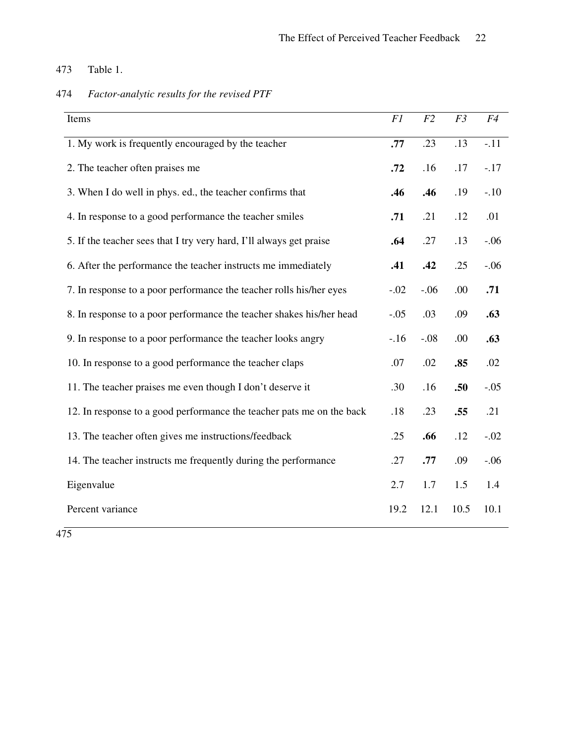Table 1.

*Factor-analytic results for the revised PTF*

| Items | *F1* | *F2* | *F3* | *F4* |
|---|---|---|---|---|
| 1. My work is frequently encouraged by the teacher | **.77** | .23 | .13 | -.11 |
| 2. The teacher often praises me | **.72** | .16 | .17 | -.17 |
| 3. When I do well in phys. ed., the teacher confirms that | **.46** | **.46** | .19 | -.10 |
| 4. In response to a good performance the teacher smiles | **.71** | .21 | .12 | .01 |
| 5. If the teacher sees that I try very hard, I'll always get praise | **.64** | .27 | .13 | -.06 |
| 6. After the performance the teacher instructs me immediately | **.41** | **.42** | .25 | -.06 |
| 7. In response to a poor performance the teacher rolls his/her eyes | -.02 | -.06 | .00 | **.71** |
| 8. In response to a poor performance the teacher shakes his/her head | -.05 | .03 | .09 | **.63** |
| 9. In response to a poor performance the teacher looks angry | -.16 | -.08 | .00 | **.63** |
| 10. In response to a good performance the teacher claps | .07 | .02 | **.85** | .02 |
| 11. The teacher praises me even though I don't deserve it | .30 | .16 | **.50** | -.05 |
| 12. In response to a good performance the teacher pats me on the back | .18 | .23 | **.55** | .21 |
| 13. The teacher often gives me instructions/feedback | .25 | **.66** | .12 | -.02 |
| 14. The teacher instructs me frequently during the performance | .27 | **.77** | .09 | -.06 |
| Eigenvalue | 2.7 | 1.7 | 1.5 | 1.4 |
| Percent variance | 19.2 | 12.1 | 10.5 | 10.1 |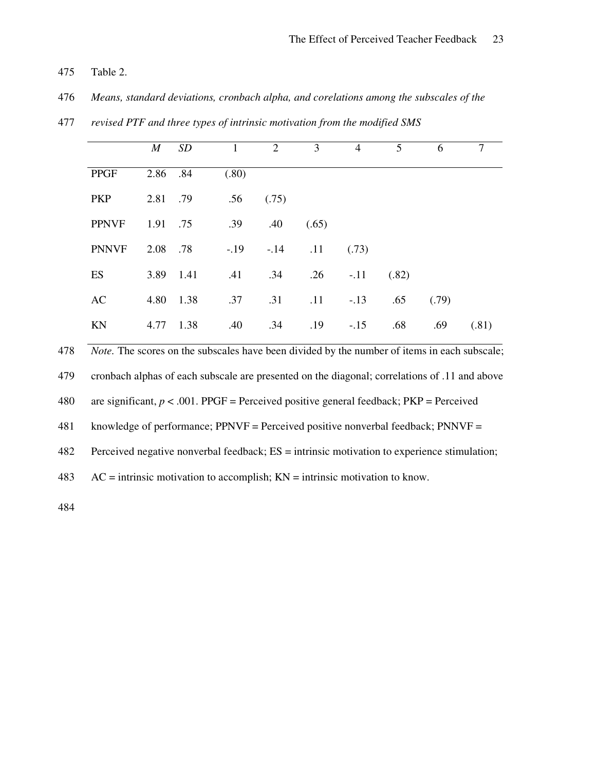Table 2.

*Means, standard deviations, cronbach alpha, and corelations among the subscales of the revised PTF and three types of intrinsic motivation from the modified SMS*

| | *M* | *SD* | 1 | 2 | 3 | 4 | 5 | 6 | 7 |
|---|---|---|---|---|---|---|---|---|---|
| PPGF | 2.86 | .84 | (.80) | | | | | | |
| PKP | 2.81 | .79 | .56 | (.75) | | | | | |
| PPNVF | 1.91 | .75 | .39 | .40 | (.65) | | | | |
| PNNVF | 2.08 | .78 | -.19 | -.14 | .11 | (.73) | | | |
| ES | 3.89 | 1.41 | .41 | .34 | .26 | -.11 | (.82) | | |
| AC | 4.80 | 1.38 | .37 | .31 | .11 | -.13 | .65 | (.79) | |
| KN | 4.77 | 1.38 | .40 | .34 | .19 | -.15 | .68 | .69 | (.81) |

*Note.* The scores on the subscales have been divided by the number of items in each subscale; cronbach alphas of each subscale are presented on the diagonal; correlations of .11 and above are significant, $p < .001$. PPGF = Perceived positive general feedback; PKP = Perceived knowledge of performance; PPNVF = Perceived positive nonverbal feedback; PNNVF = Perceived negative nonverbal feedback; ES = intrinsic motivation to experience stimulation; AC = intrinsic motivation to accomplish; KN = intrinsic motivation to know.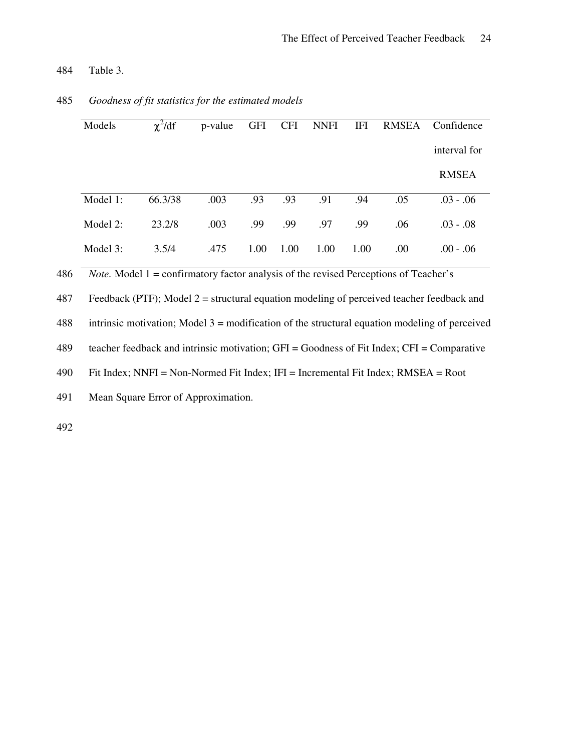Table 3.

*Goodness of fit statistics for the estimated models*

| Models | $\chi^2$/df | p-value | GFI | CFI | NNFI | IFI | RMSEA | Confidence interval for RMSEA |
|---|---|---|---|---|---|---|---|---|
| Model 1: | 66.3/38 | .003 | .93 | .93 | .91 | .94 | .05 | .03 - .06 |
| Model 2: | 23.2/8 | .003 | .99 | .99 | .97 | .99 | .06 | .03 - .08 |
| Model 3: | 3.5/4 | .475 | 1.00 | 1.00 | 1.00 | 1.00 | .00 | .00 - .06 |

*Note.* Model 1 = confirmatory factor analysis of the revised Perceptions of Teacher's Feedback (PTF); Model 2 = structural equation modeling of perceived teacher feedback and intrinsic motivation; Model 3 = modification of the structural equation modeling of perceived teacher feedback and intrinsic motivation; GFI = Goodness of Fit Index; CFI = Comparative Fit Index; NNFI = Non-Normed Fit Index; IFI = Incremental Fit Index; RMSEA = Root Mean Square Error of Approximation.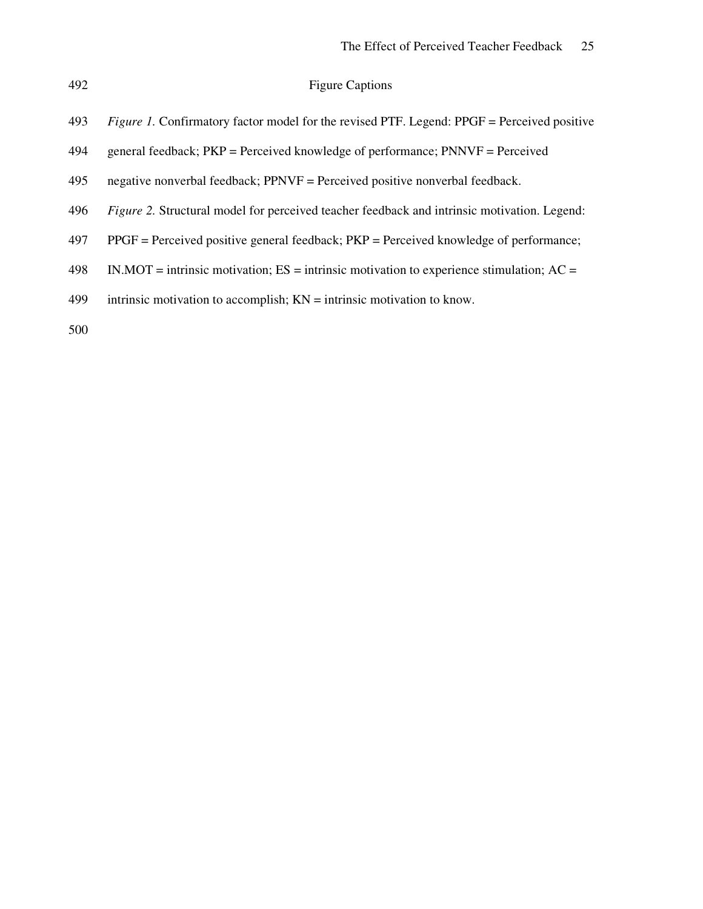## Figure Captions

*Figure 1.* Confirmatory factor model for the revised PTF. Legend: PPGF = Perceived positive general feedback; PKP = Perceived knowledge of performance; PNNVF = Perceived negative nonverbal feedback; PPNVF = Perceived positive nonverbal feedback.

*Figure 2.* Structural model for perceived teacher feedback and intrinsic motivation. Legend: PPGF = Perceived positive general feedback; PKP = Perceived knowledge of performance; IN.MOT = intrinsic motivation; ES = intrinsic motivation to experience stimulation; AC = intrinsic motivation to accomplish; KN = intrinsic motivation to know.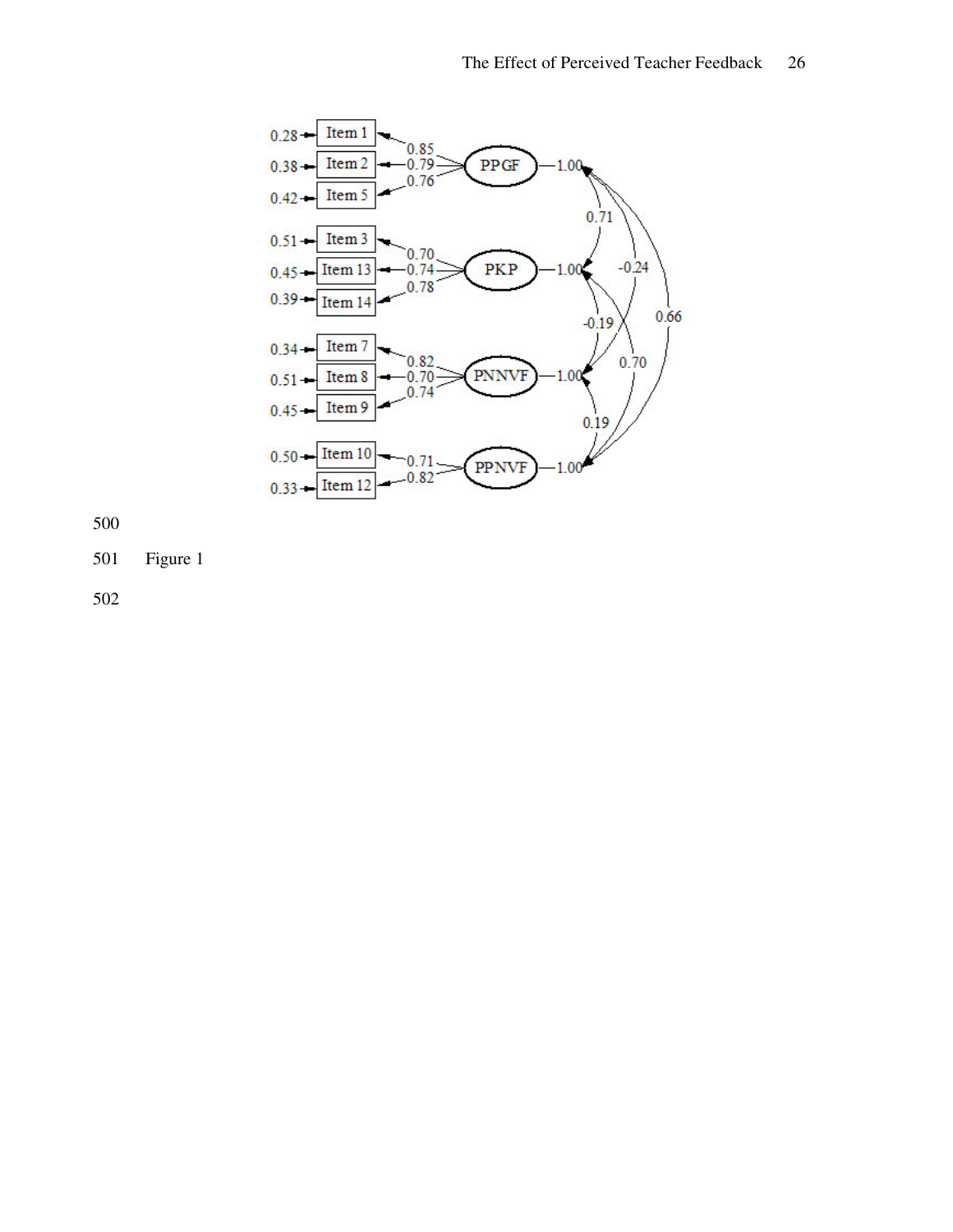Figure 1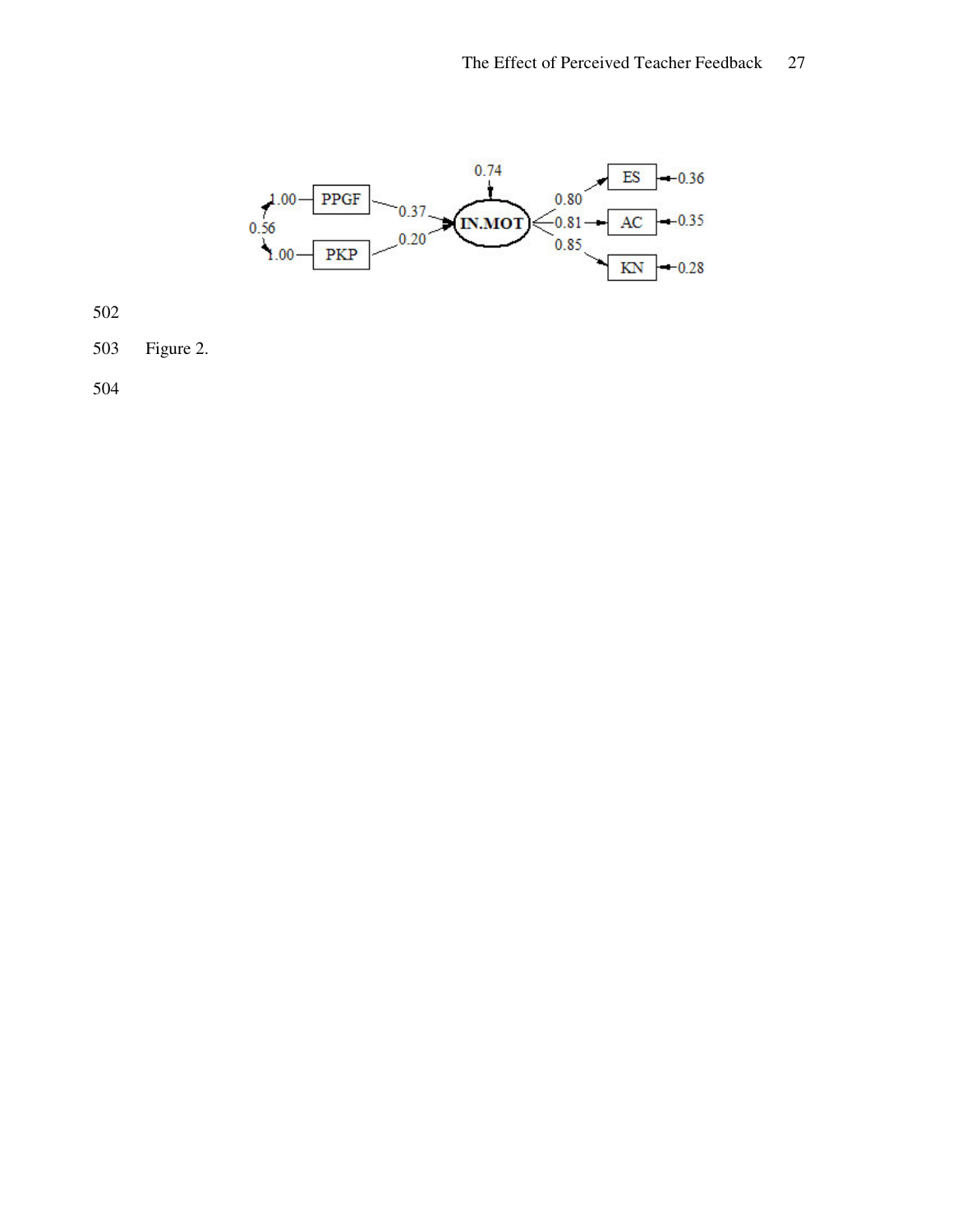0.74

1.00 PPGF 0.37

0.56 IN.MOT

1.00 PKP 0.20

0.80 ES 0.36

0.81 AC 0.35

0.85 KN 0.28

502

503 Figure 2.

504